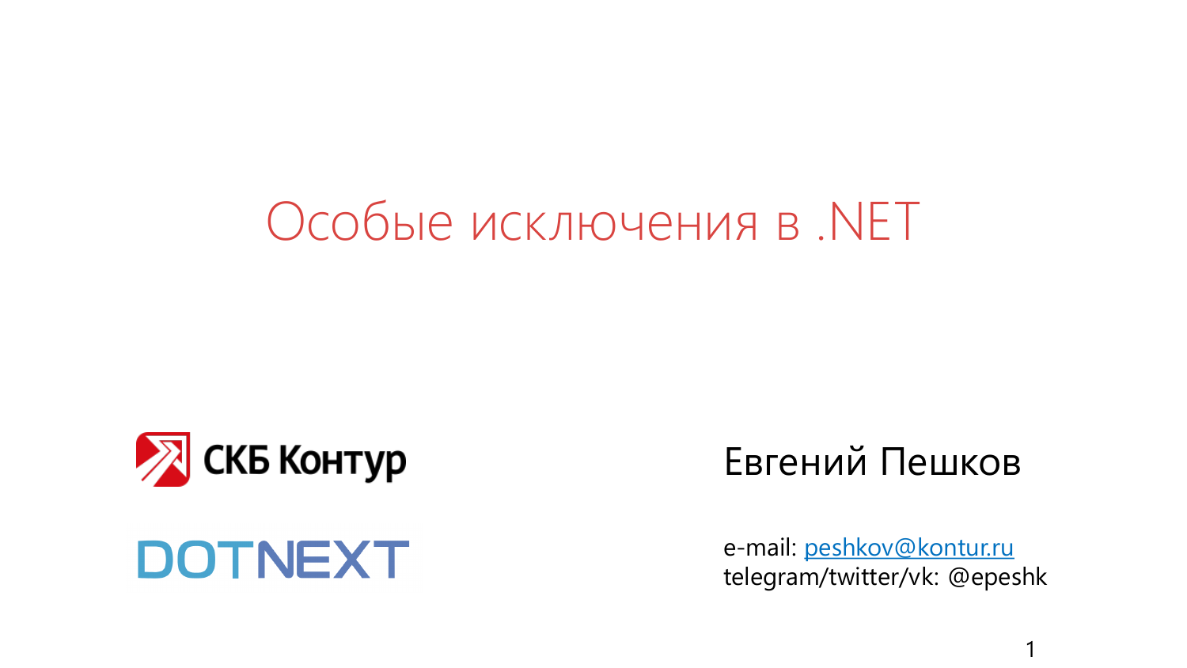# Особые исключения в .NET

СКБ Контур

DOTNEXT

Евгений Пешков

e-mail: peshkov@kontur.ru
telegram/twitter/vk: @epeshk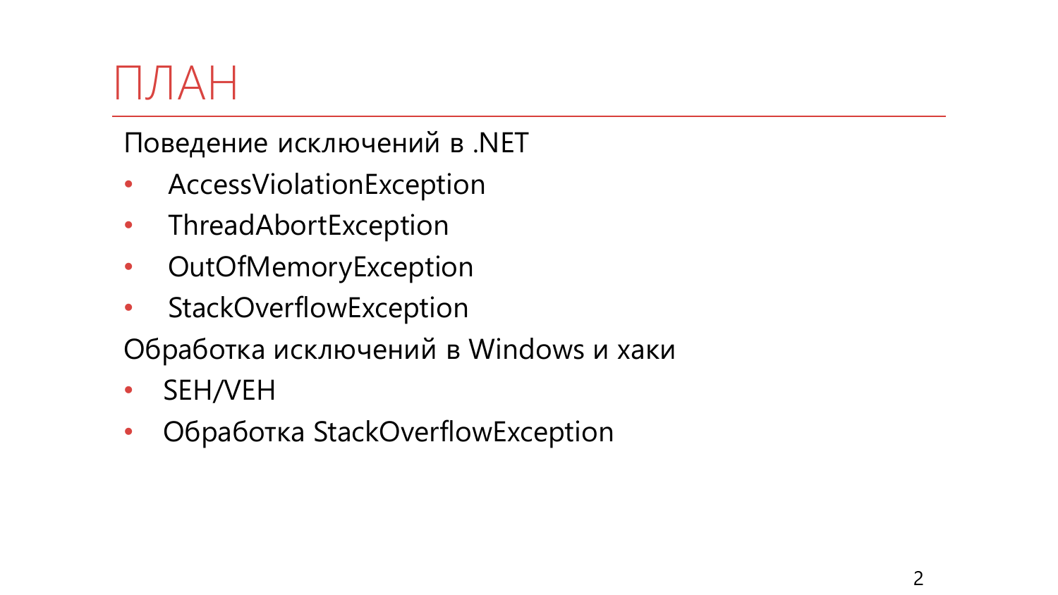# ПЛАН

Поведение исключений в .NET

- AccessViolationException
- ThreadAbortException
- OutOfMemoryException
- StackOverflowException

Обработка исключений в Windows и хаки

- SEH/VEH
- Обработка StackOverflowException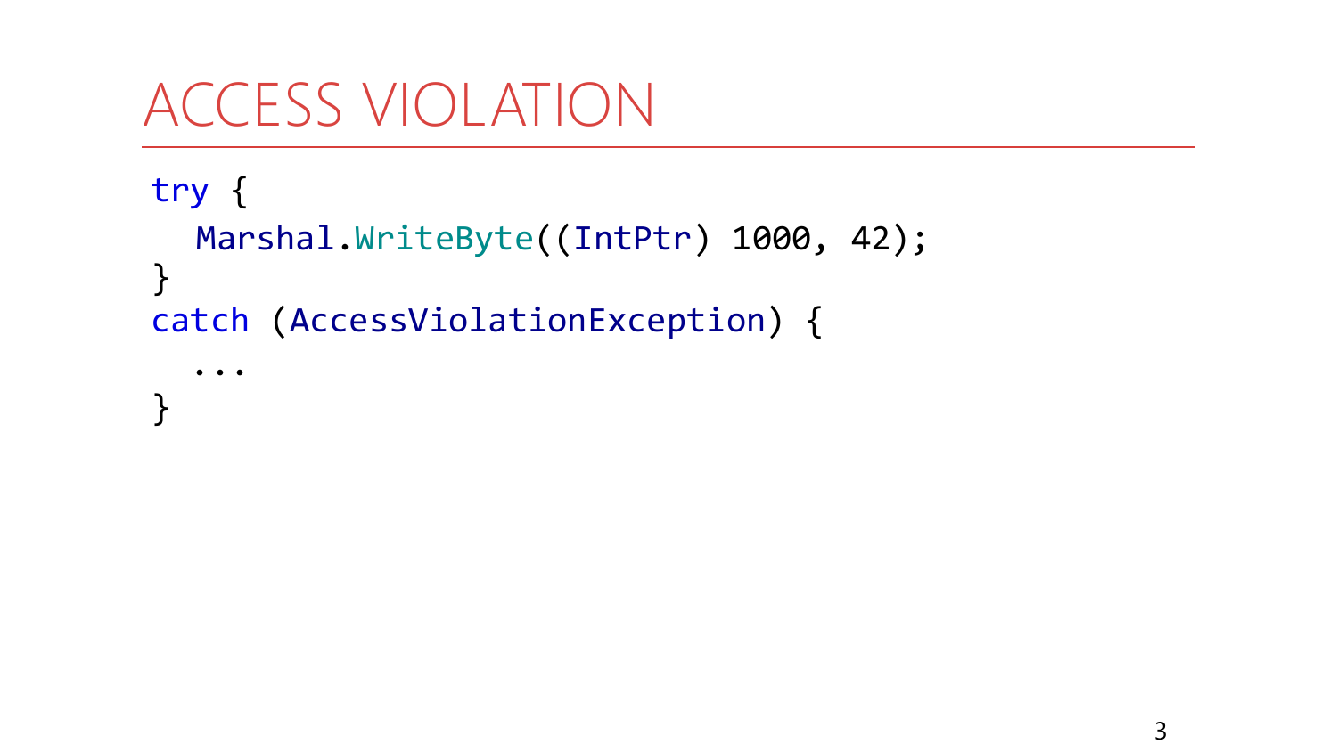# ACCESS VIOLATION

```
try {
  Marshal.WriteByte((IntPtr) 1000, 42);
}
catch (AccessViolationException) {
  ...
}
```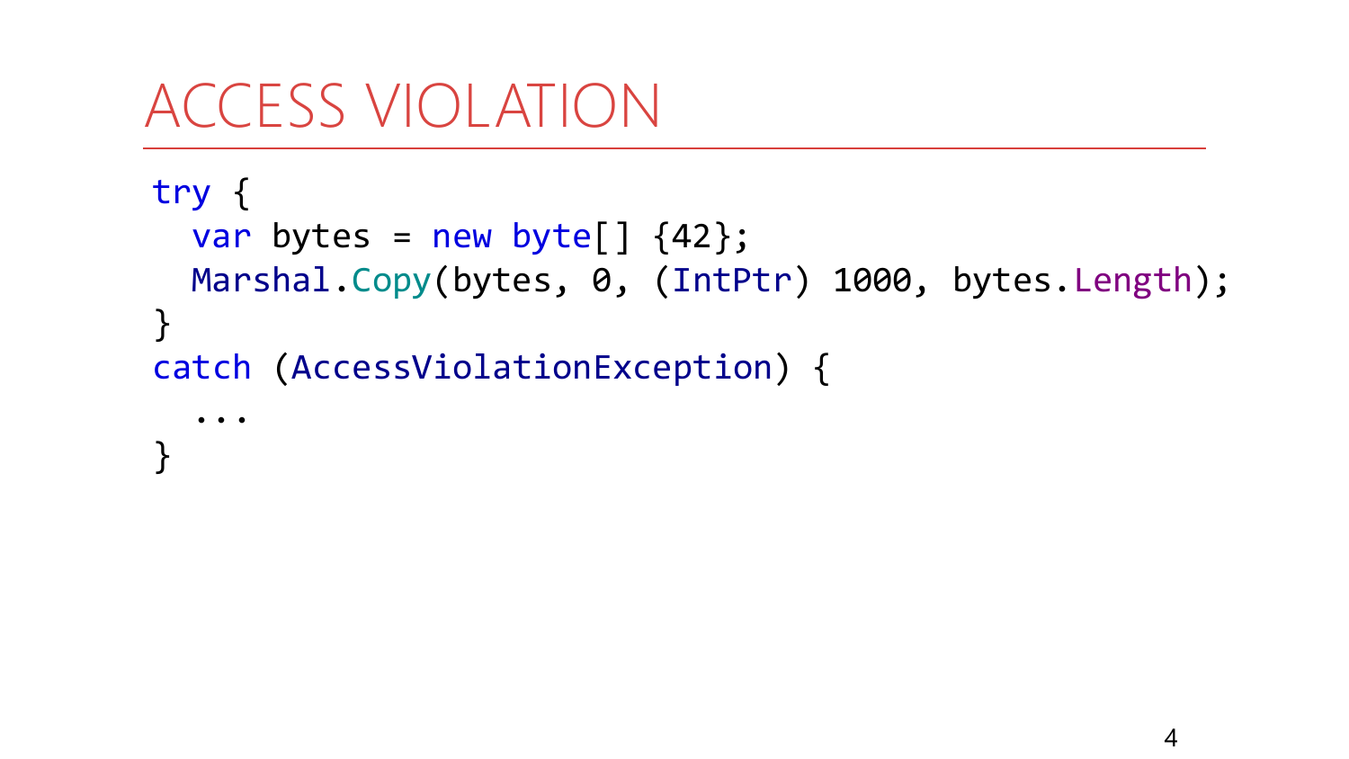# ACCESS VIOLATION

```
try {
  var bytes = new byte[] {42};
  Marshal.Copy(bytes, 0, (IntPtr) 1000, bytes.Length);
}
catch (AccessViolationException) {
  ...
}
```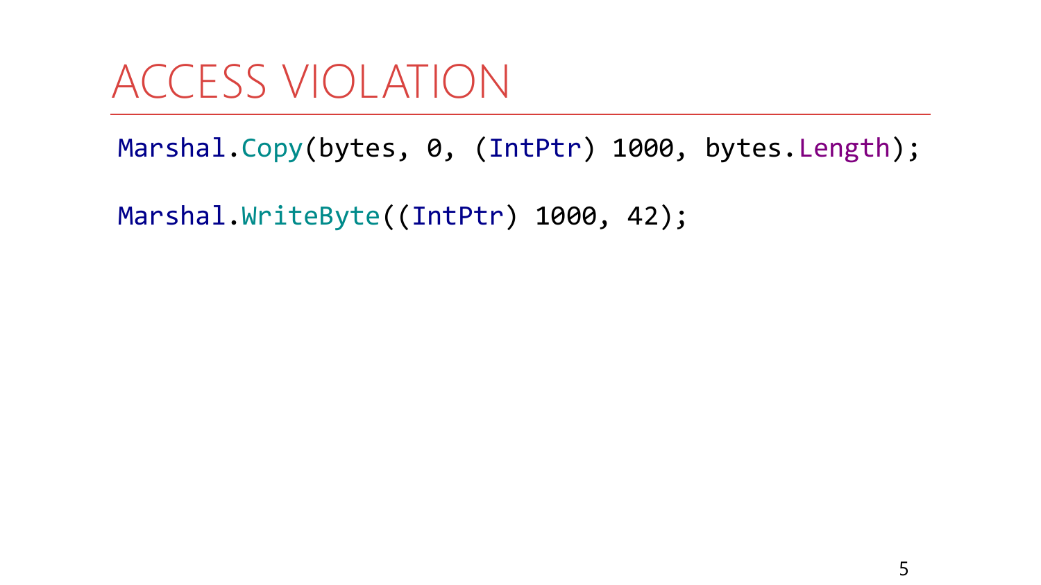# ACCESS VIOLATION

```
Marshal.Copy(bytes, 0, (IntPtr) 1000, bytes.Length);

Marshal.WriteByte((IntPtr) 1000, 42);
```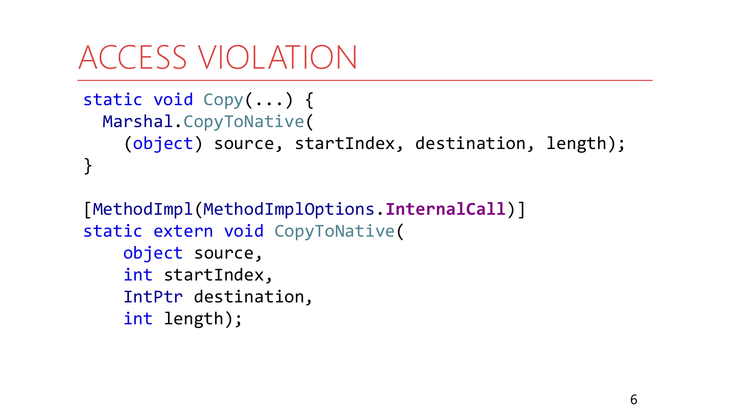# ACCESS VIOLATION

```
static void Copy(...) {
  Marshal.CopyToNative(
    (object) source, startIndex, destination, length);
}

[MethodImpl(MethodImplOptions.InternalCall)]
static extern void CopyToNative(
    object source,
    int startIndex,
    IntPtr destination,
    int length);
```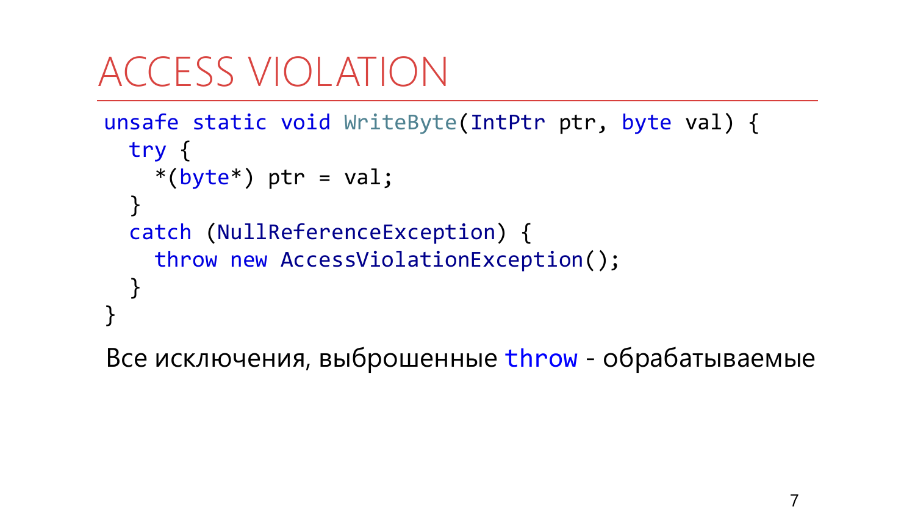# ACCESS VIOLATION

```
unsafe static void WriteByte(IntPtr ptr, byte val) {
  try {
    *(byte*) ptr = val;
  }
  catch (NullReferenceException) {
    throw new AccessViolationException();
  }
}
```

Все исключения, выброшенные `throw` - обрабатываемые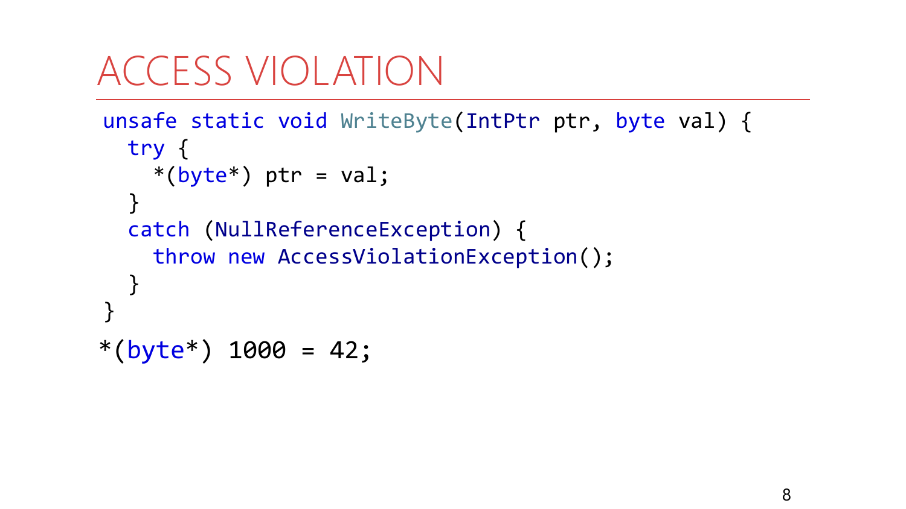# ACCESS VIOLATION

```
unsafe static void WriteByte(IntPtr ptr, byte val) {
  try {
    *(byte*) ptr = val;
  }
  catch (NullReferenceException) {
    throw new AccessViolationException();
  }
}
```

```
*(byte*) 1000 = 42;
```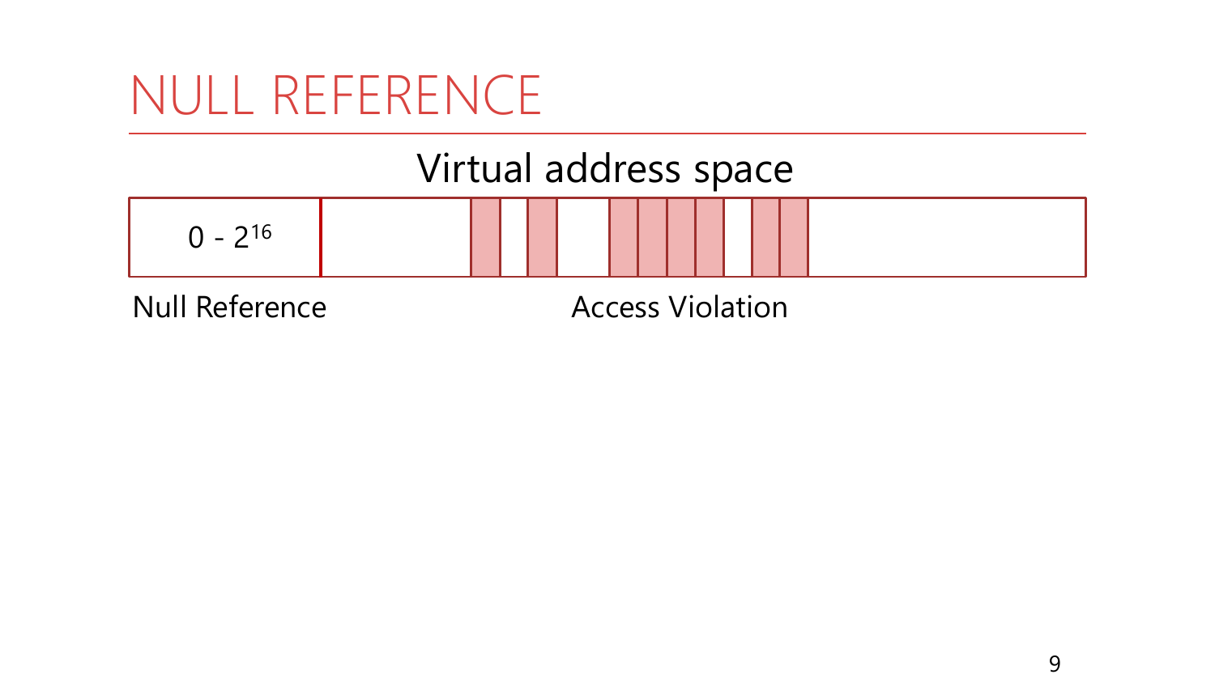# NULL REFERENCE

Virtual address space

$0 - 2^{16}$

Null Reference

Access Violation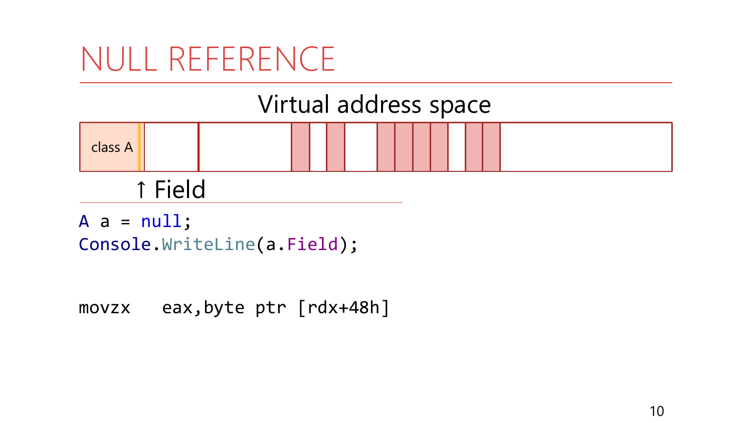# NULL REFERENCE

Virtual address space

class A

↑ Field

```
A a = null;
Console.WriteLine(a.Field);
```

```
movzx   eax,byte ptr [rdx+48h]
```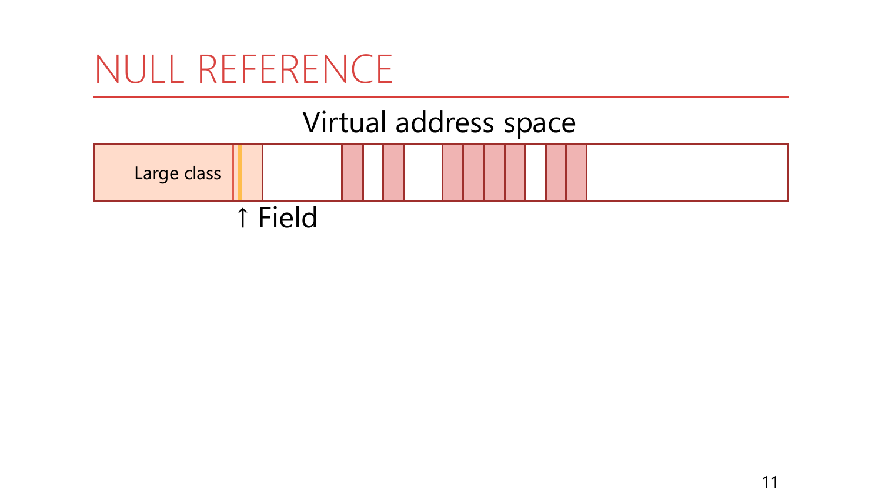# NULL REFERENCE

Virtual address space

Large class

↑ Field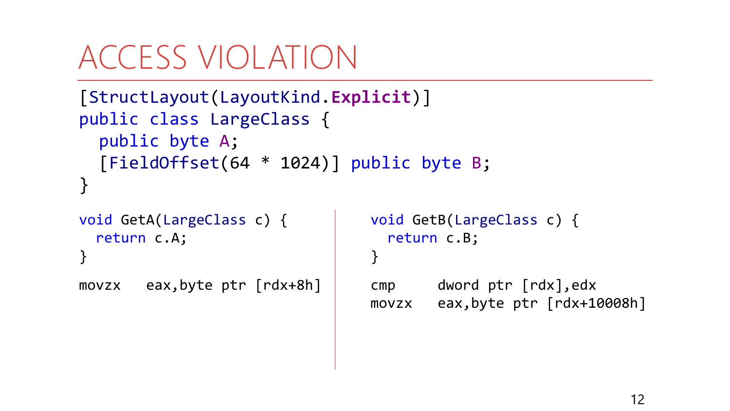# ACCESS VIOLATION

```
[StructLayout(LayoutKind.Explicit)]
public class LargeClass {
  public byte A;
  [FieldOffset(64 * 1024)] public byte B;
}
```

```
void GetA(LargeClass c) {
  return c.A;
}
```

```
movzx   eax,byte ptr [rdx+8h]
```

```
void GetB(LargeClass c) {
  return c.B;
}
```

```
cmp     dword ptr [rdx],edx
movzx   eax,byte ptr [rdx+10008h]
```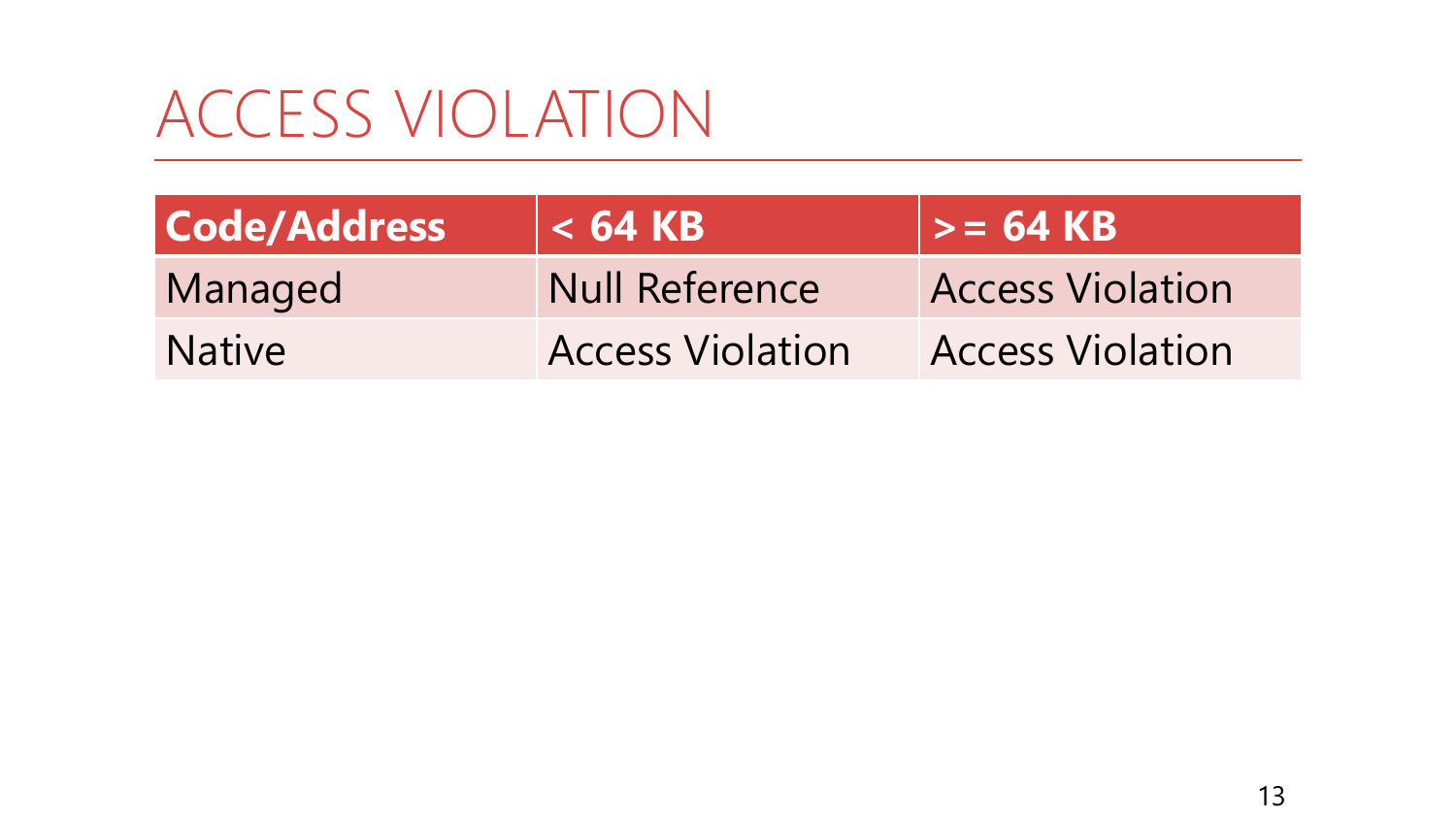# ACCESS VIOLATION

| Code/Address | < 64 KB | >= 64 KB |
| --- | --- | --- |
| Managed | Null Reference | Access Violation |
| Native | Access Violation | Access Violation |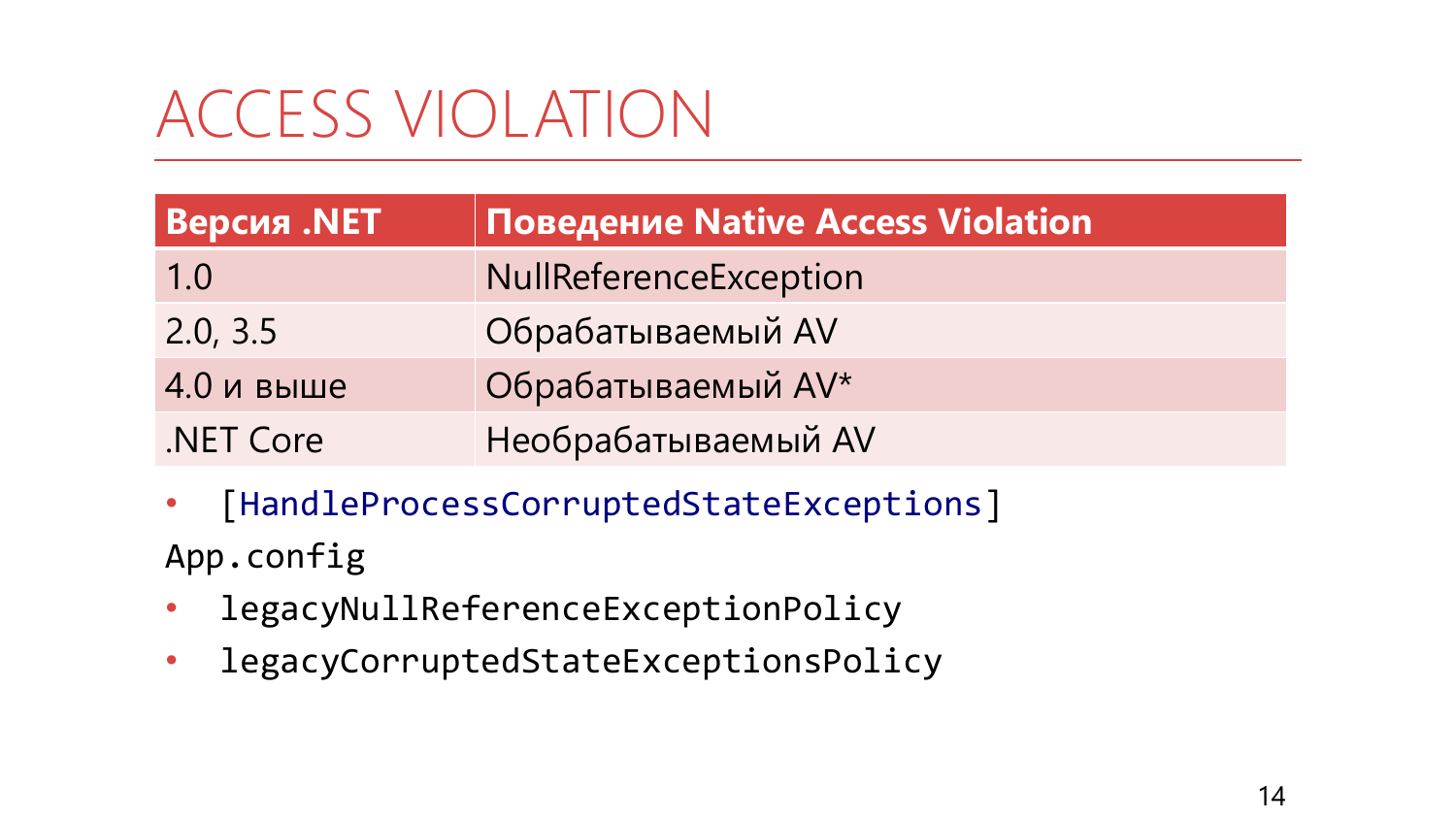# ACCESS VIOLATION

| Версия .NET | Поведение Native Access Violation |
|---|---|
| 1.0 | NullReferenceException |
| 2.0, 3.5 | Обрабатываемый AV |
| 4.0 и выше | Обрабатываемый AV* |
| .NET Core | Необрабатываемый AV |

- `[HandleProcessCorruptedStateExceptions]`

`App.config`

- `legacyNullReferenceExceptionPolicy`
- `legacyCorruptedStateExceptionsPolicy`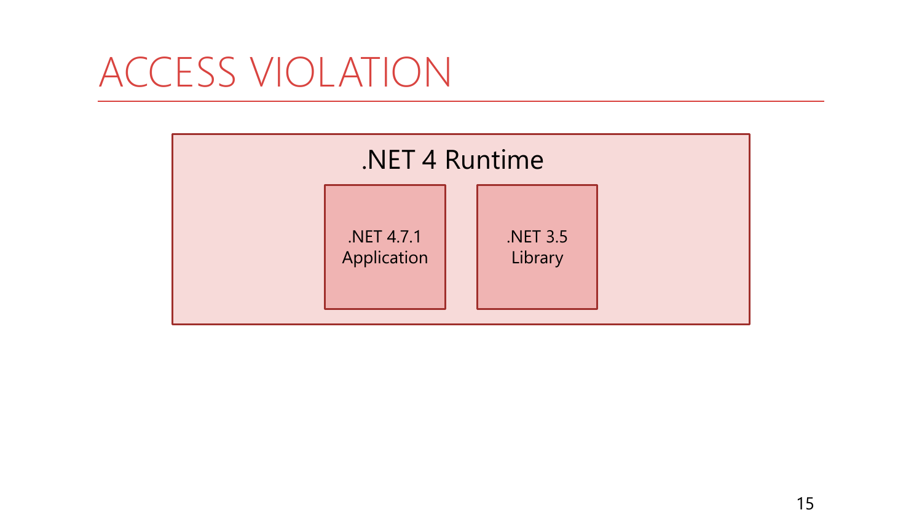# ACCESS VIOLATION

.NET 4 Runtime

.NET 4.7.1
Application

.NET 3.5
Library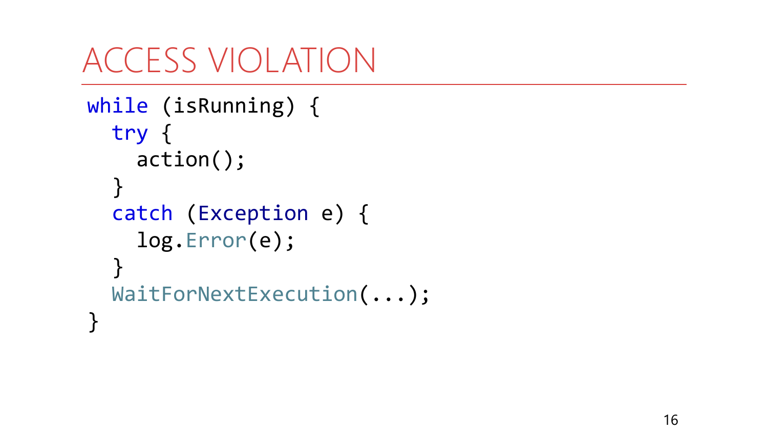# ACCESS VIOLATION

```
while (isRunning) {
  try {
    action();
  }
  catch (Exception e) {
    log.Error(e);
  }
  WaitForNextExecution(...);
}
```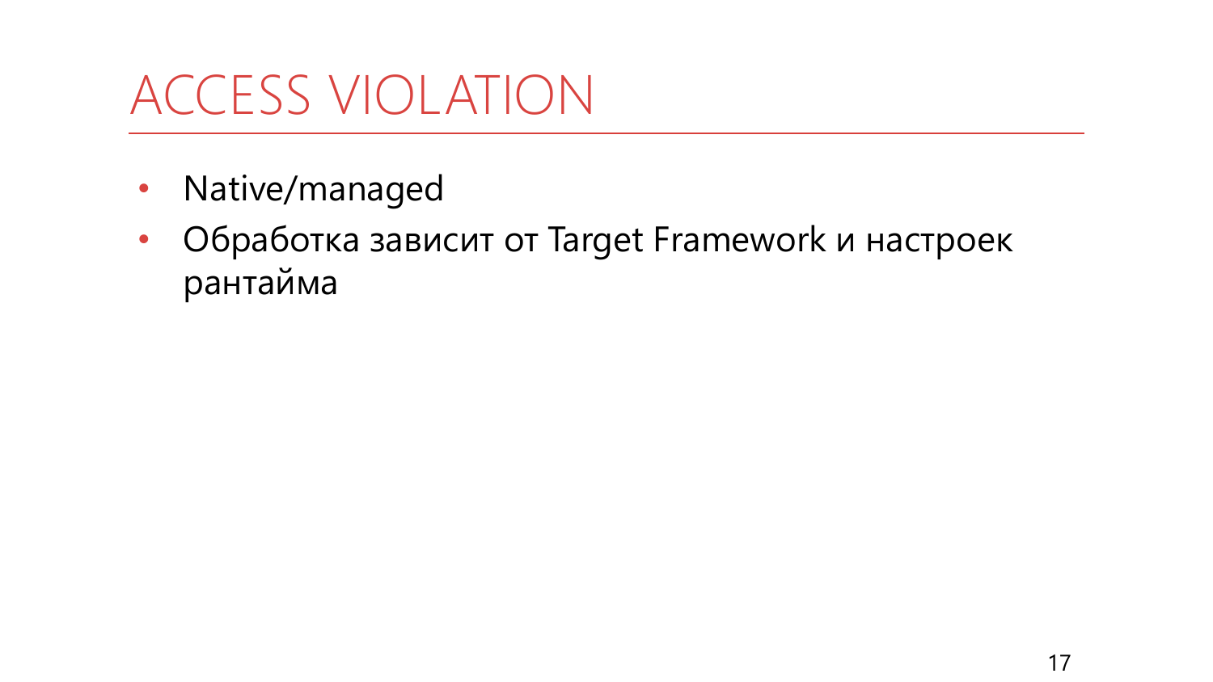# ACCESS VIOLATION

- Native/managed
- Обработка зависит от Target Framework и настроек рантайма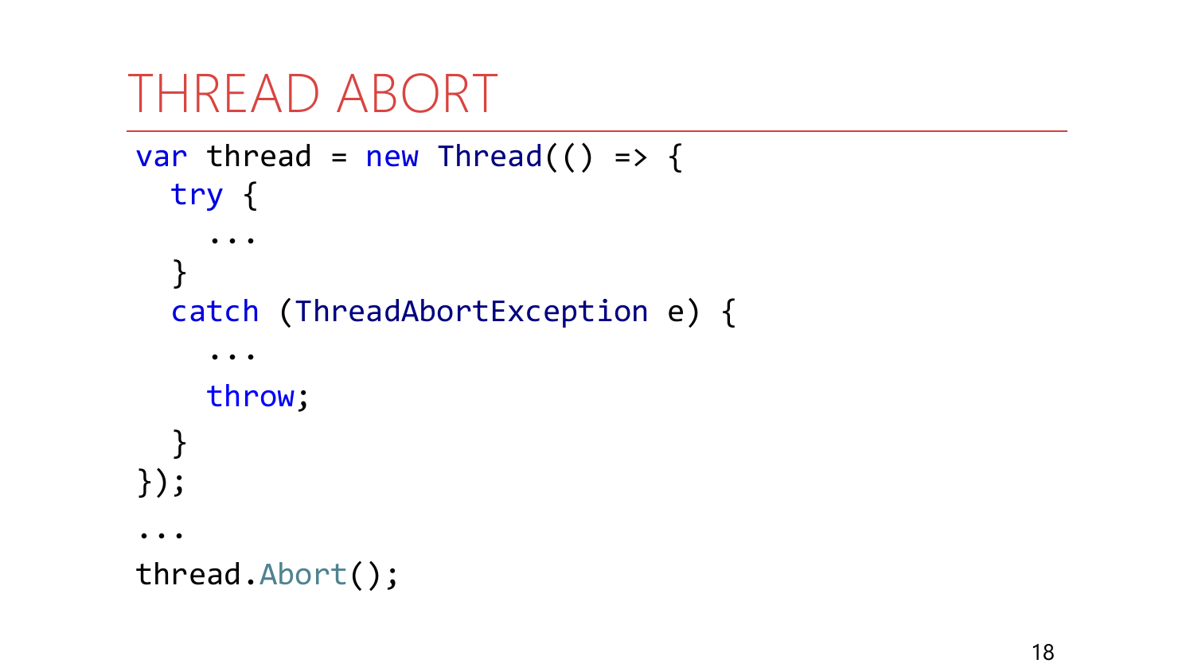# THREAD ABORT

```
var thread = new Thread(() => {
  try {
    ...
  }
  catch (ThreadAbortException e) {
    ...
    throw;
  }
});
...
thread.Abort();
```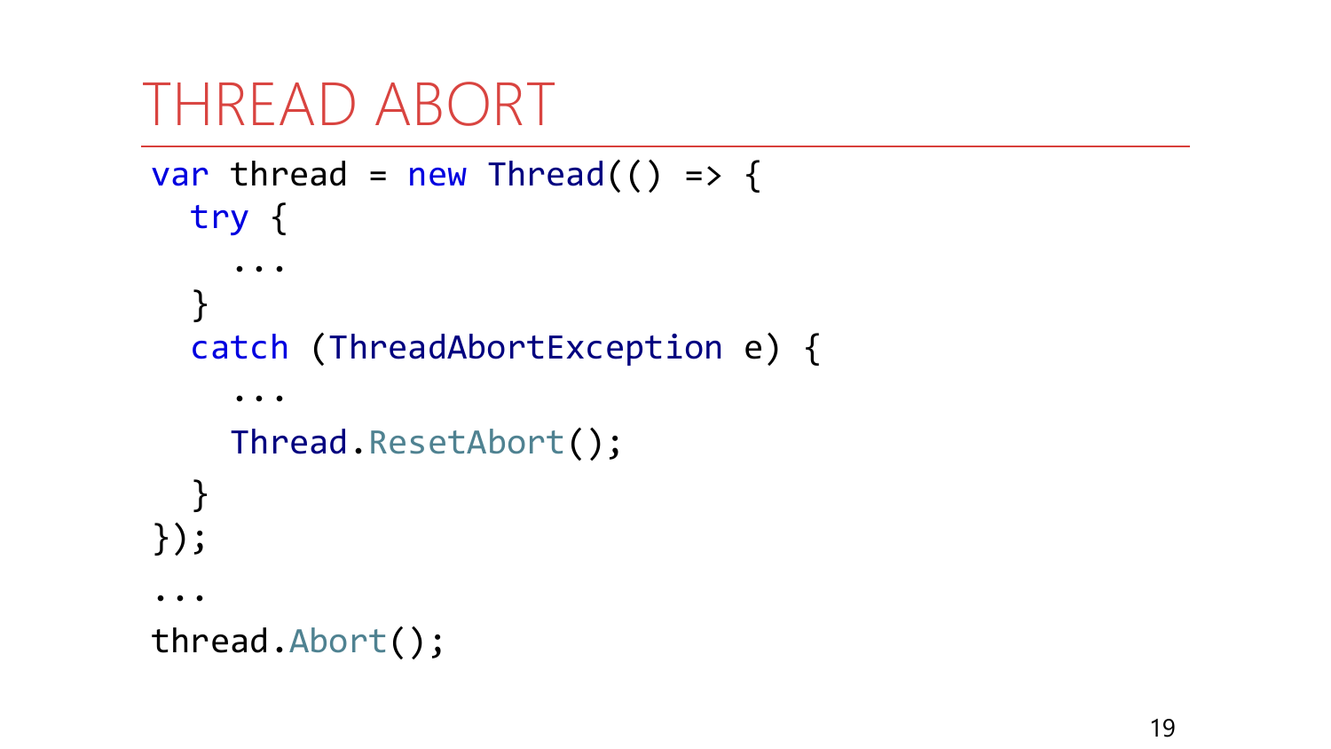# THREAD ABORT

```
var thread = new Thread(() => {
  try {
    ...
  }
  catch (ThreadAbortException e) {
    ...
    Thread.ResetAbort();
  }
});
...
thread.Abort();
```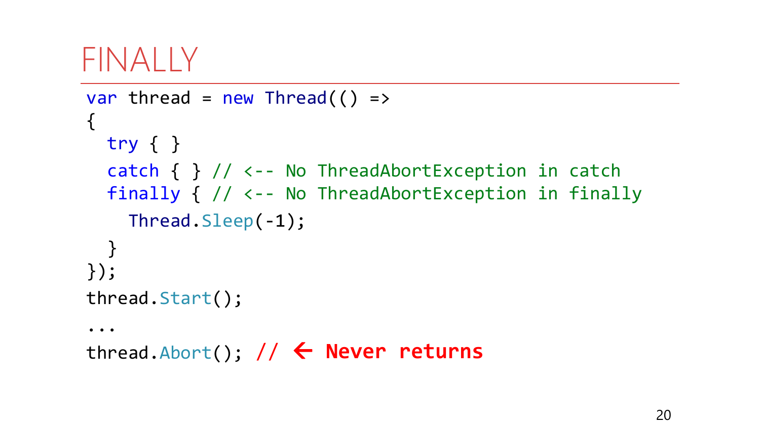# FINALLY

```
var thread = new Thread(() =>
{
  try { }
  catch { } // <-- No ThreadAbortException in catch
  finally { // <-- No ThreadAbortException in finally
    Thread.Sleep(-1);
  }
});
thread.Start();
...
thread.Abort(); // ← Never returns
```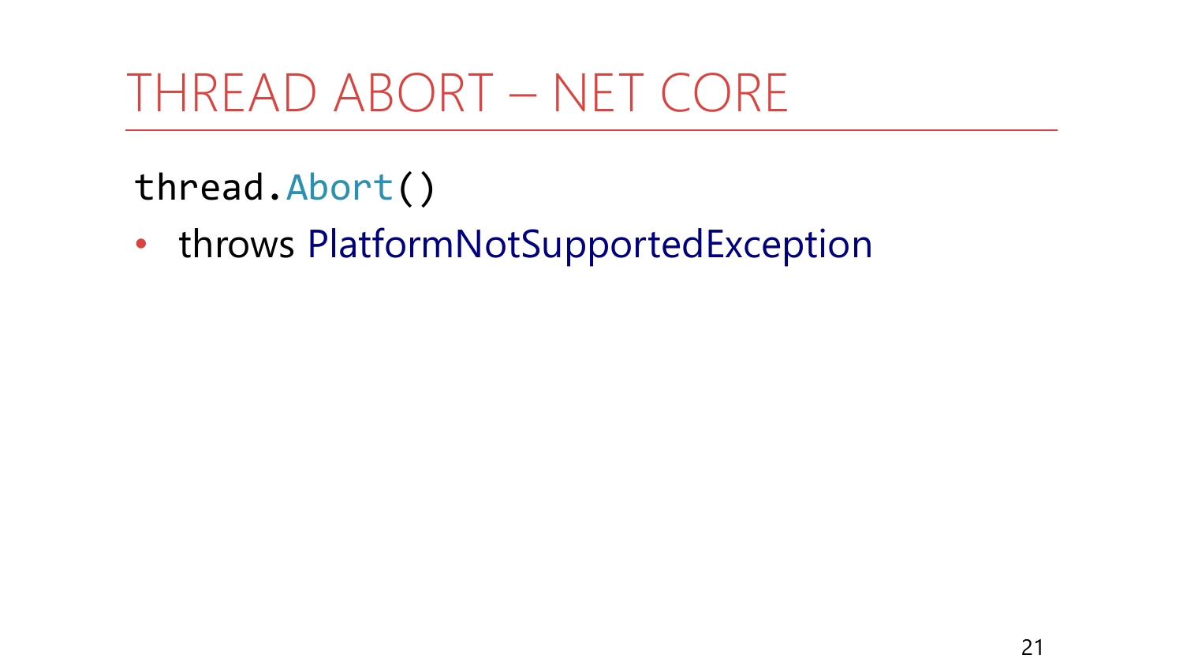# THREAD ABORT – NET CORE

```
thread.Abort()
```

- throws PlatformNotSupportedException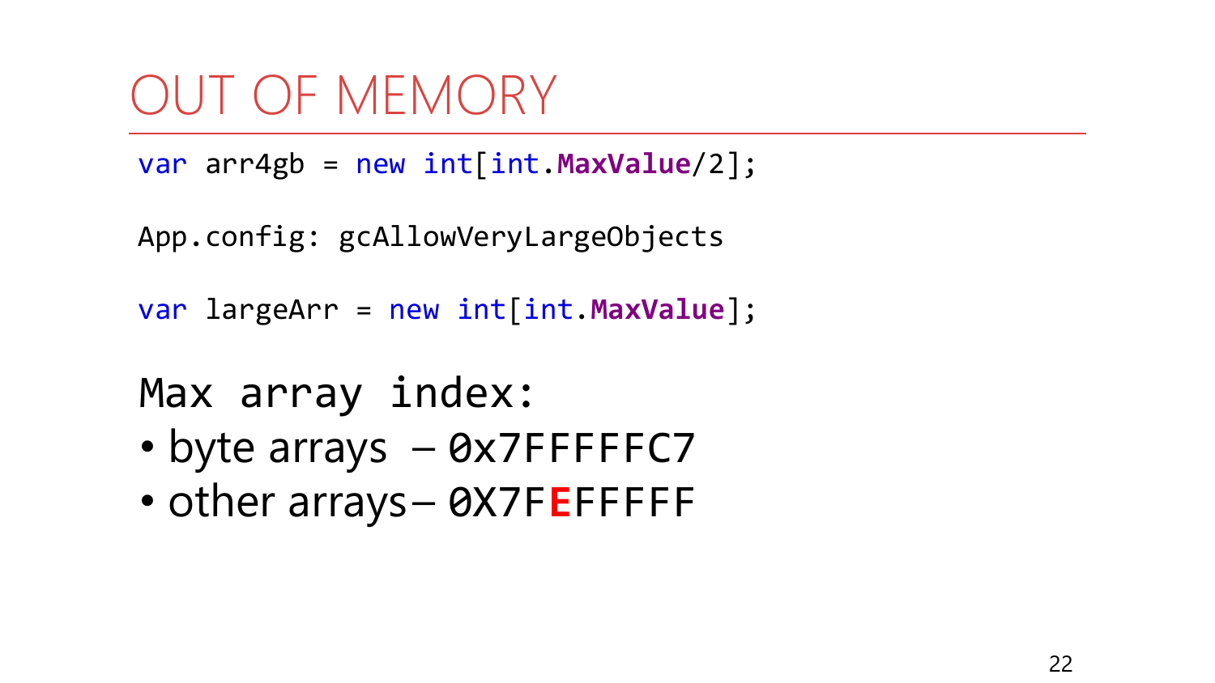# OUT OF MEMORY

```
var arr4gb = new int[int.MaxValue/2];
```

```
App.config: gcAllowVeryLargeObjects
```

```
var largeArr = new int[int.MaxValue];
```

Max array index:

- byte arrays – `0x7FFFFFC7`
- other arrays – `0X7FEFFFFF`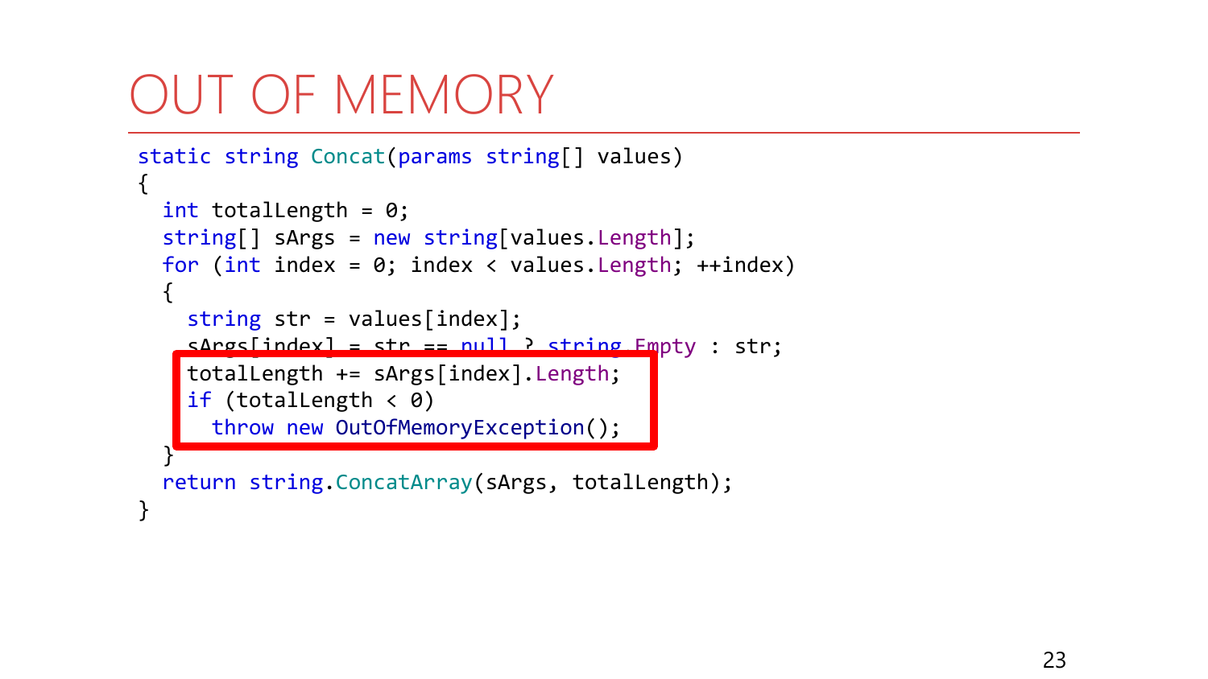# OUT OF MEMORY

```
static string Concat(params string[] values)
{
  int totalLength = 0;
  string[] sArgs = new string[values.Length];
  for (int index = 0; index < values.Length; ++index)
  {
    string str = values[index];
    sArgs[index] = str == null ? string.Empty : str;
    totalLength += sArgs[index].Length;
    if (totalLength < 0)
      throw new OutOfMemoryException();
  }
  return string.ConcatArray(sArgs, totalLength);
}
```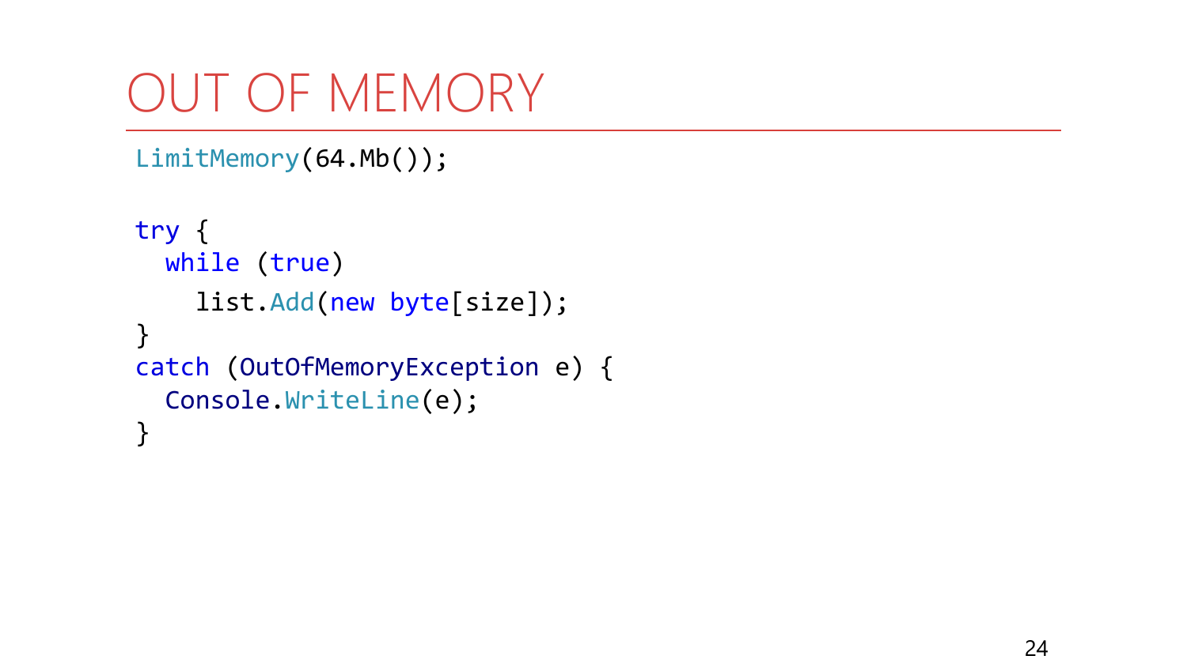# OUT OF MEMORY

```
LimitMemory(64.Mb());

try {
  while (true)
    list.Add(new byte[size]);
}
catch (OutOfMemoryException e) {
  Console.WriteLine(e);
}
```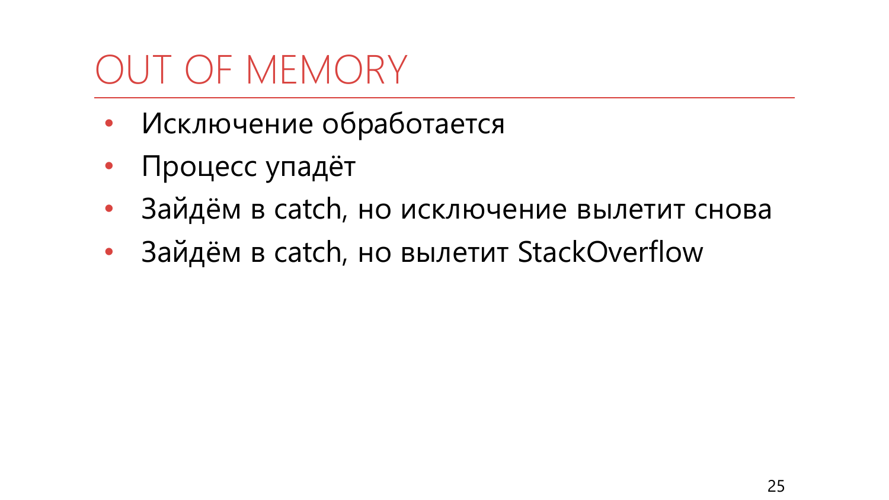# OUT OF MEMORY

- Исключение обработается
- Процесс упадёт
- Зайдём в catch, но исключение вылетит снова
- Зайдём в catch, но вылетит StackOverflow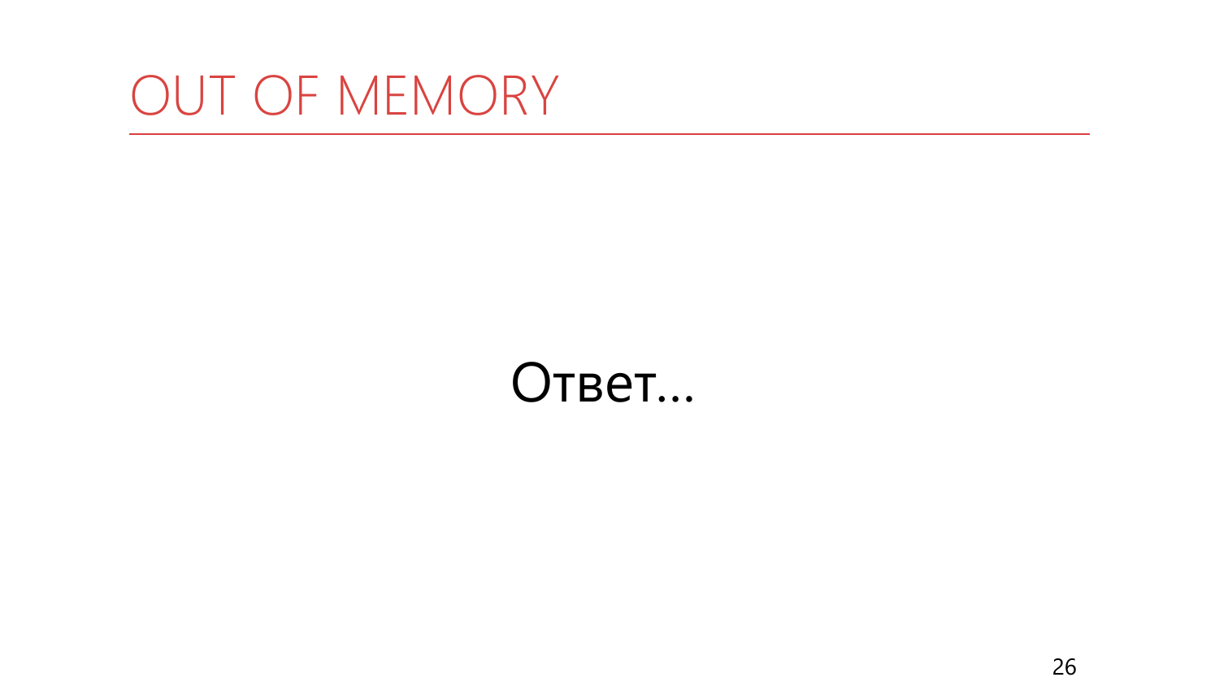# OUT OF MEMORY

Ответ...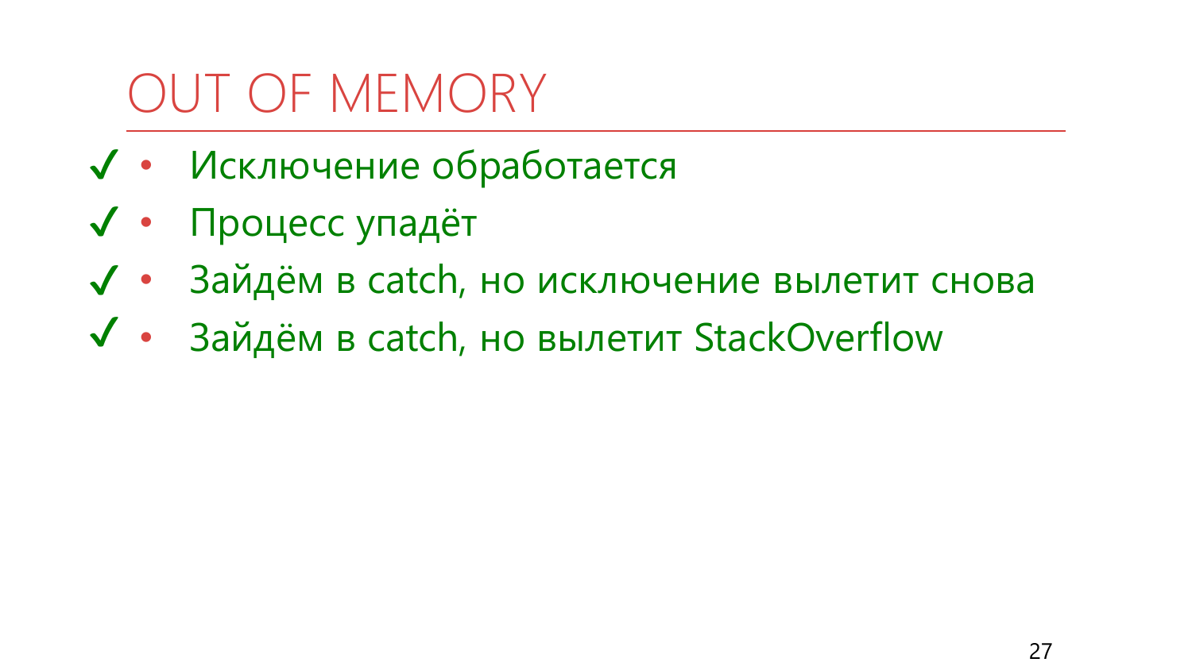# OUT OF MEMORY

- ✓ Исключение обработается
- ✓ Процесс упадёт
- ✓ Зайдём в catch, но исключение вылетит снова
- ✓ Зайдём в catch, но вылетит StackOverflow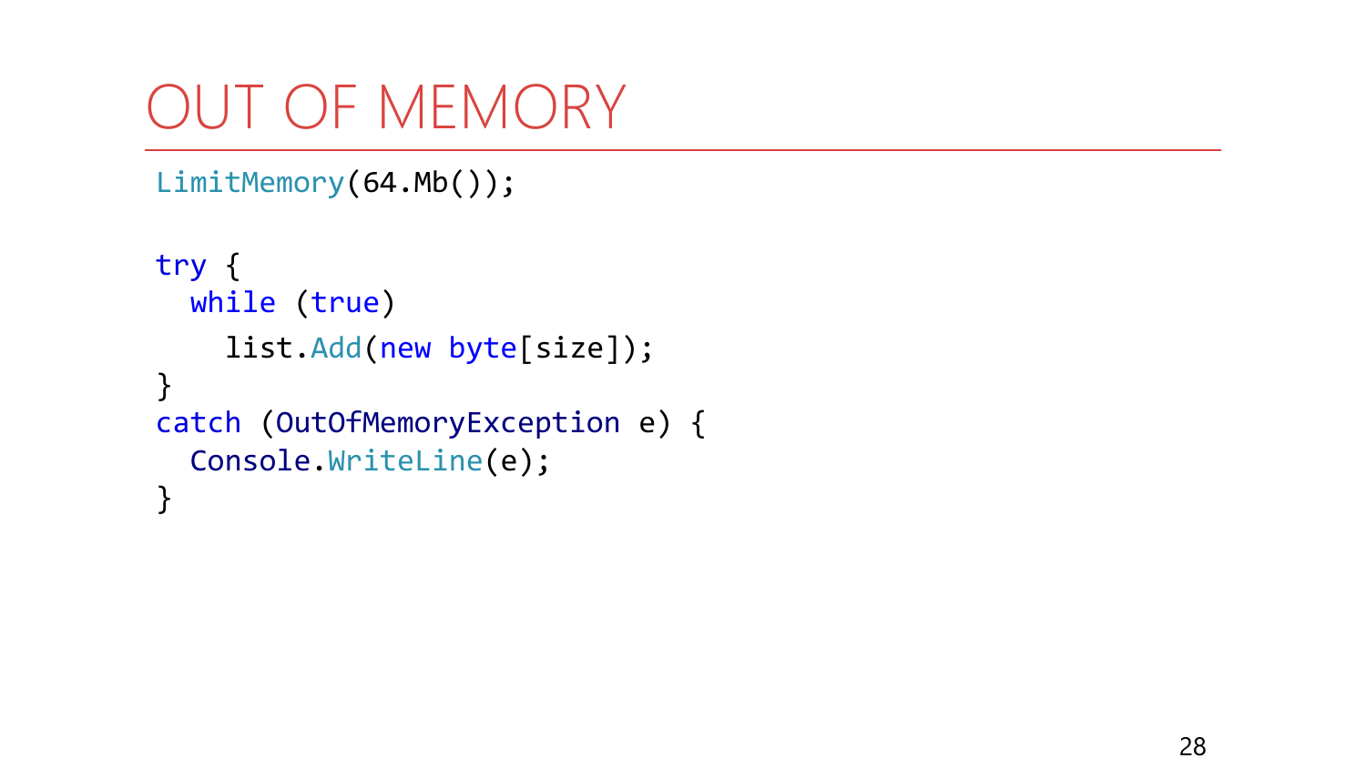# OUT OF MEMORY

```
LimitMemory(64.Mb());

try {
  while (true)
    list.Add(new byte[size]);
}
catch (OutOfMemoryException e) {
  Console.WriteLine(e);
}
```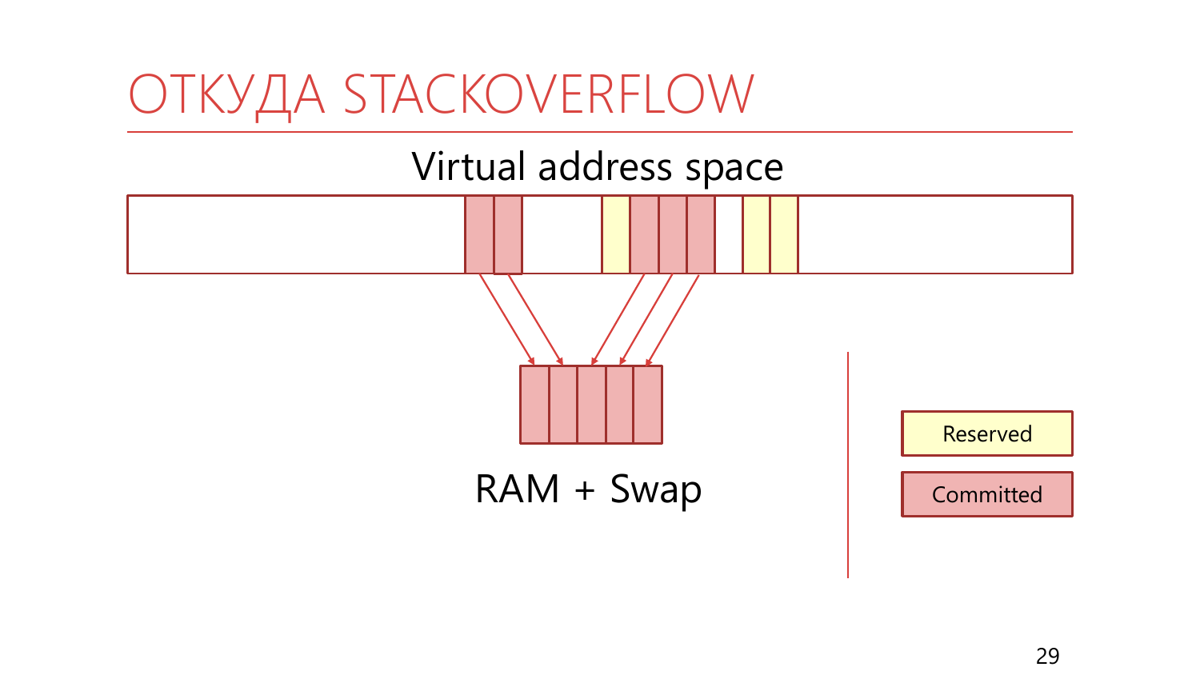# ОТКУДА STACKOVERFLOW

Virtual address space

RAM + Swap

Reserved

Committed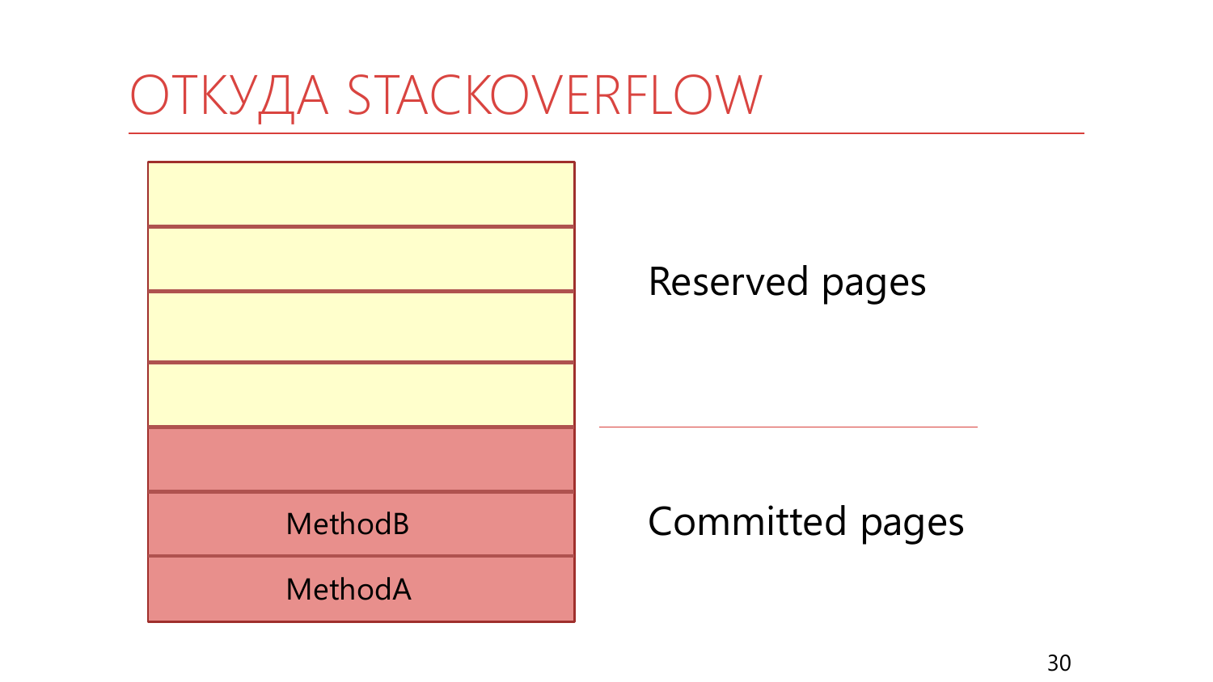# ОТКУДА STACKOVERFLOW

| |
|---|
| |
| |
| |
| |
| |
| MethodB |
| MethodA |

Reserved pages

Committed pages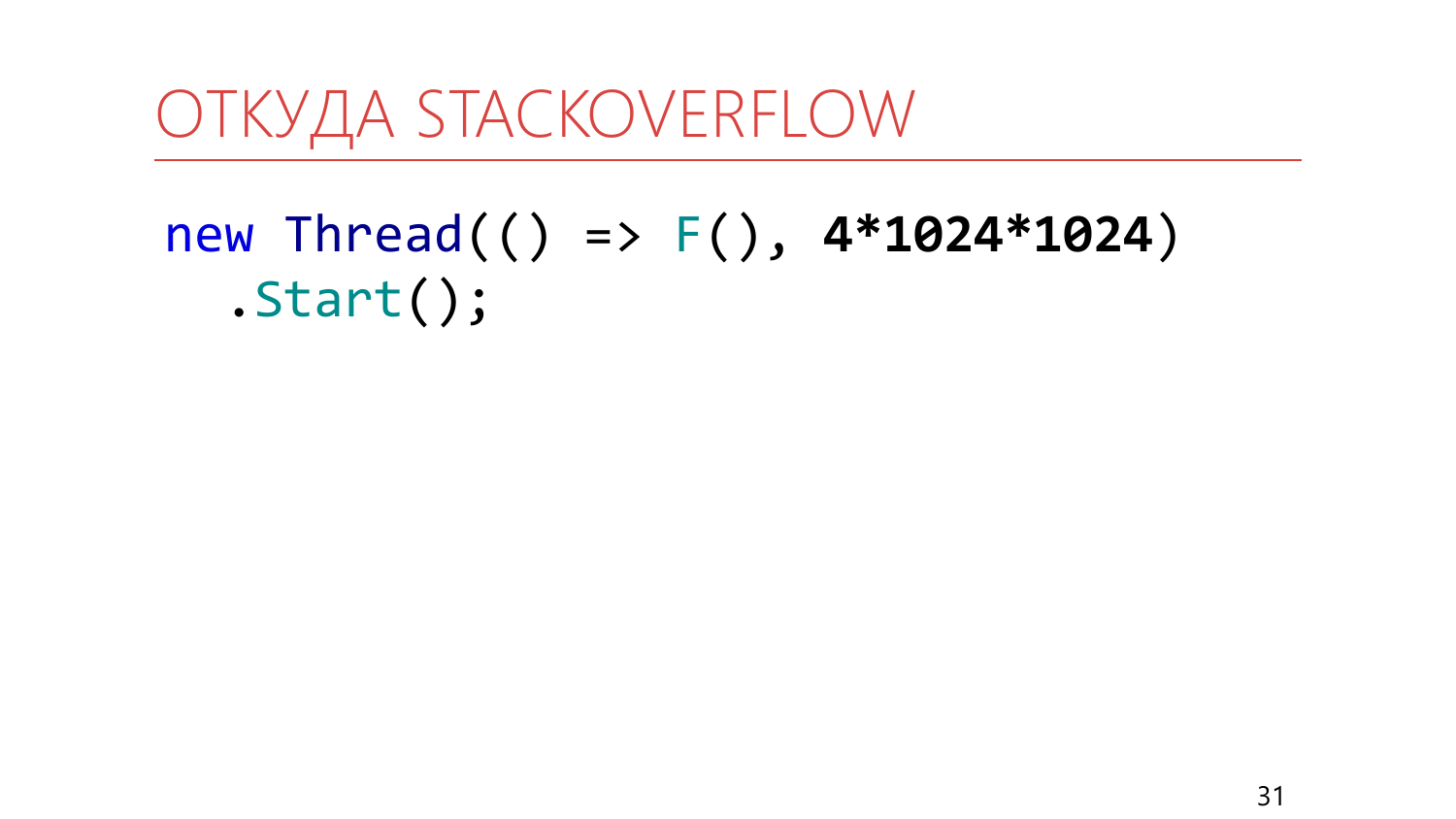# ОТКУДА STACKOVERFLOW

```
new Thread(() => F(), 4*1024*1024)
   .Start();
```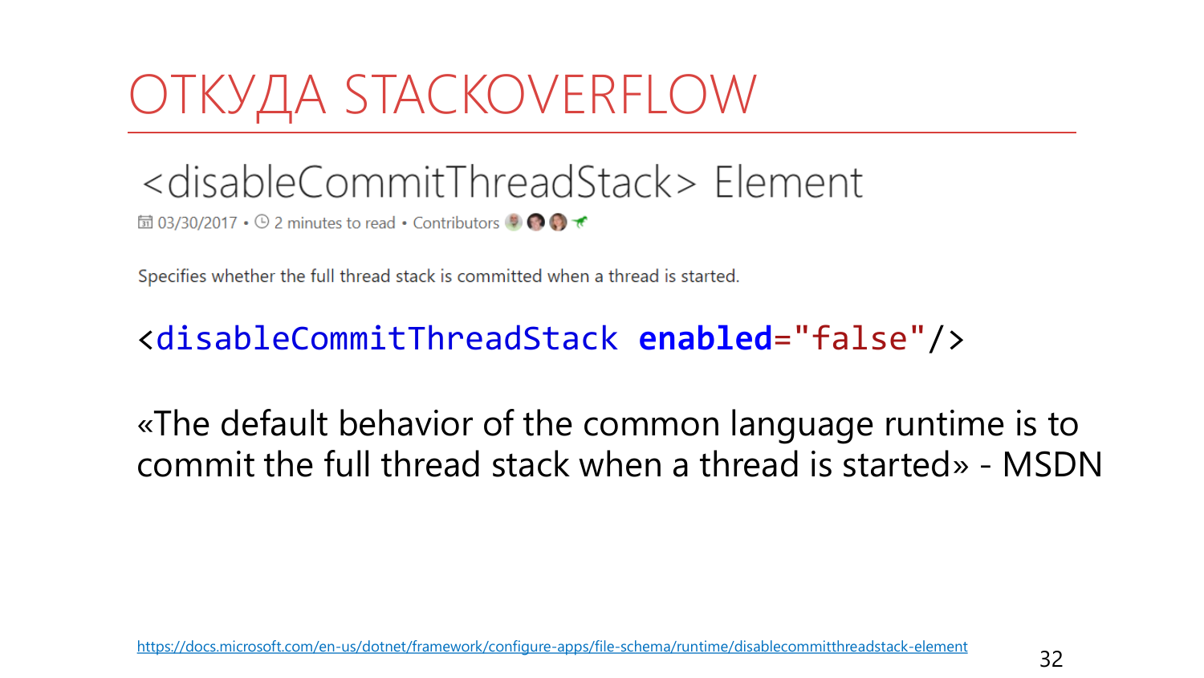# ОТКУДА STACKOVERFLOW

## <disableCommitThreadStack> Element

03/30/2017 • 2 minutes to read • Contributors

Specifies whether the full thread stack is committed when a thread is started.

```
<disableCommitThreadStack enabled="false"/>
```

«The default behavior of the common language runtime is to commit the full thread stack when a thread is started» - MSDN

https://docs.microsoft.com/en-us/dotnet/framework/configure-apps/file-schema/runtime/disablecommitthreadstack-element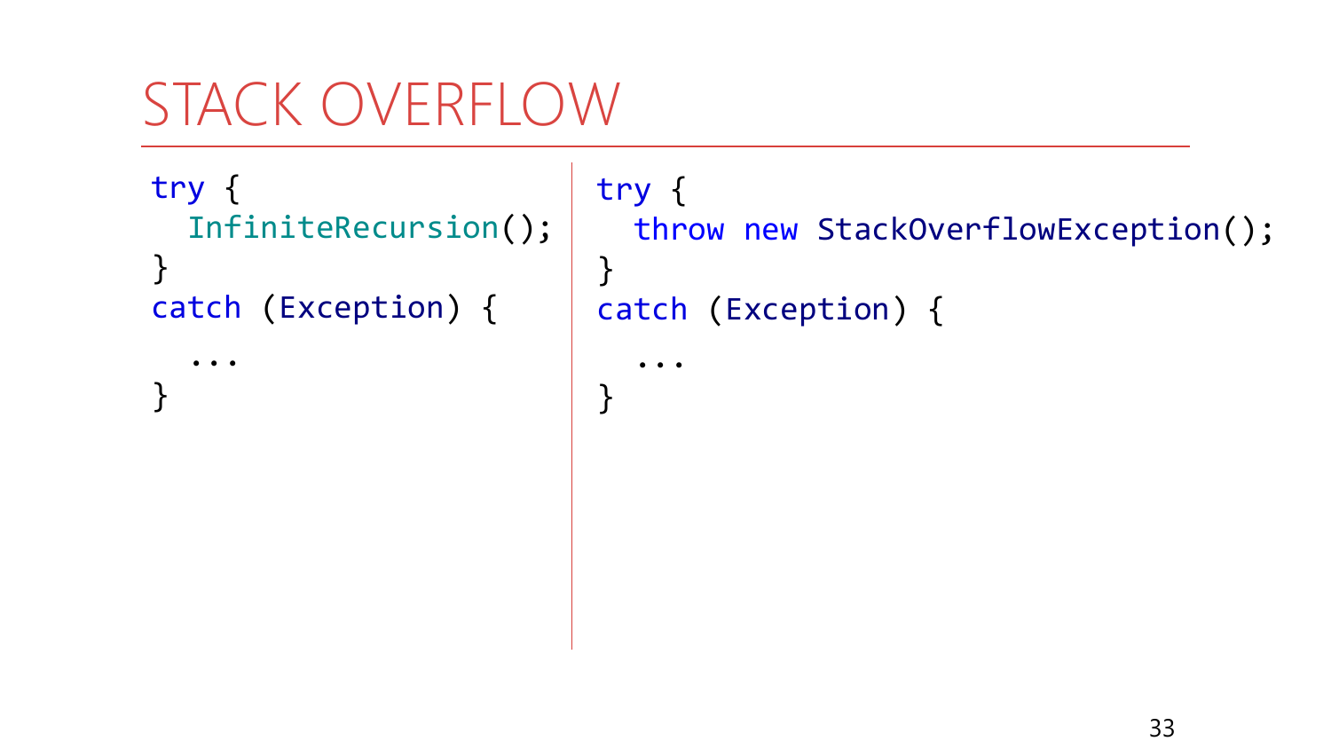# STACK OVERFLOW

```
try {
  InfiniteRecursion();
}
catch (Exception) {
  ...
}
```

```
try {
  throw new StackOverflowException();
}
catch (Exception) {
  ...
}
```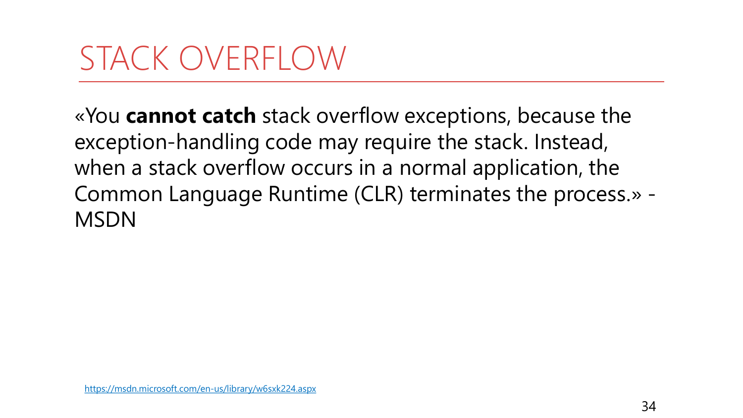# STACK OVERFLOW

«You **cannot catch** stack overflow exceptions, because the exception-handling code may require the stack. Instead, when a stack overflow occurs in a normal application, the Common Language Runtime (CLR) terminates the process.» - MSDN

https://msdn.microsoft.com/en-us/library/w6sxk224.aspx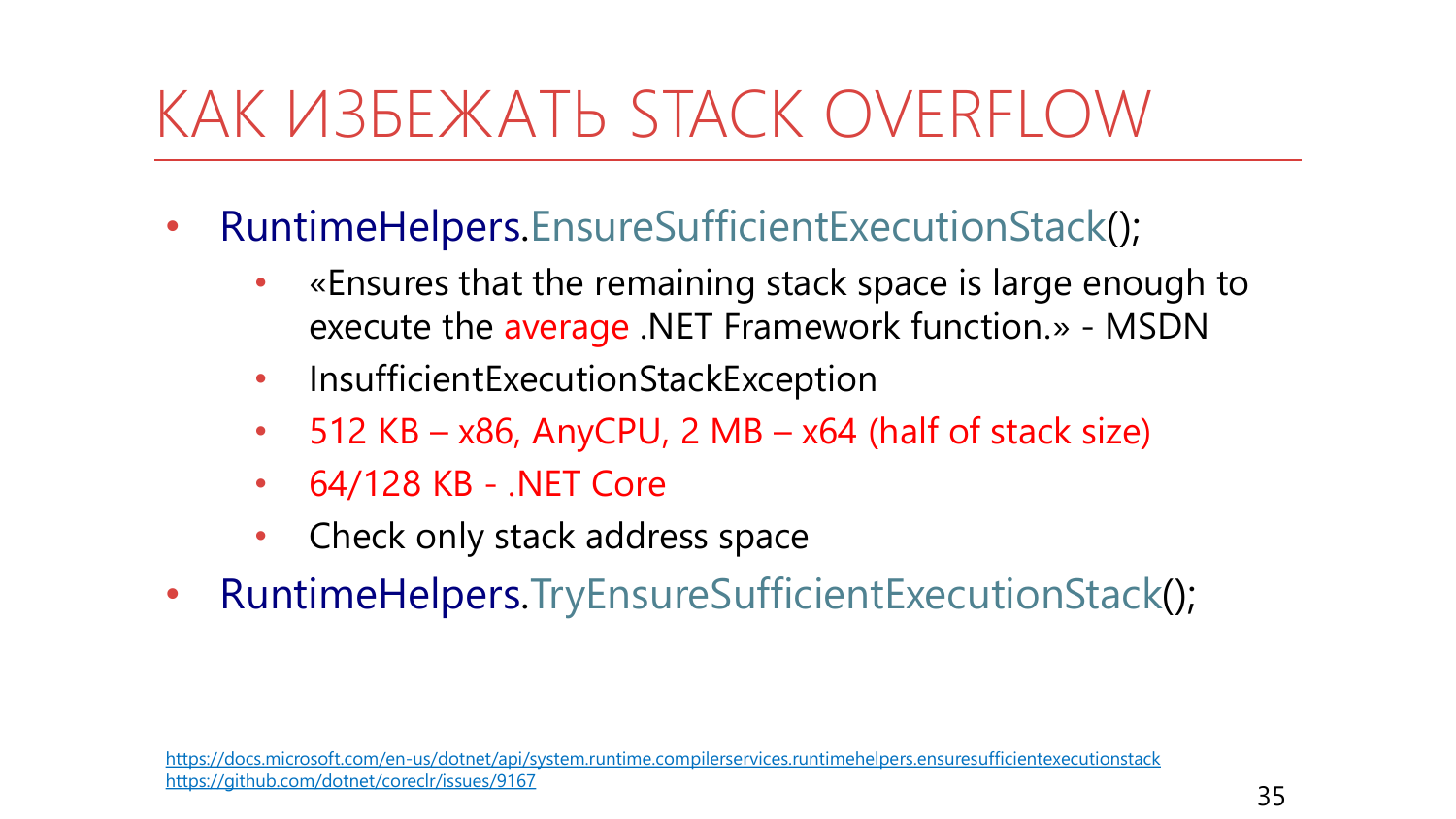# КАК ИЗБЕЖАТЬ STACK OVERFLOW

- RuntimeHelpers.EnsureSufficientExecutionStack();
  - «Ensures that the remaining stack space is large enough to execute the average .NET Framework function.» - MSDN
  - InsufficientExecutionStackException
  - 512 KB – x86, AnyCPU, 2 MB – x64 (half of stack size)
  - 64/128 KB - .NET Core
  - Check only stack address space
- RuntimeHelpers.TryEnsureSufficientExecutionStack();

https://docs.microsoft.com/en-us/dotnet/api/system.runtime.compilerservices.runtimehelpers.ensuresufficientexecutionstack
https://github.com/dotnet/coreclr/issues/9167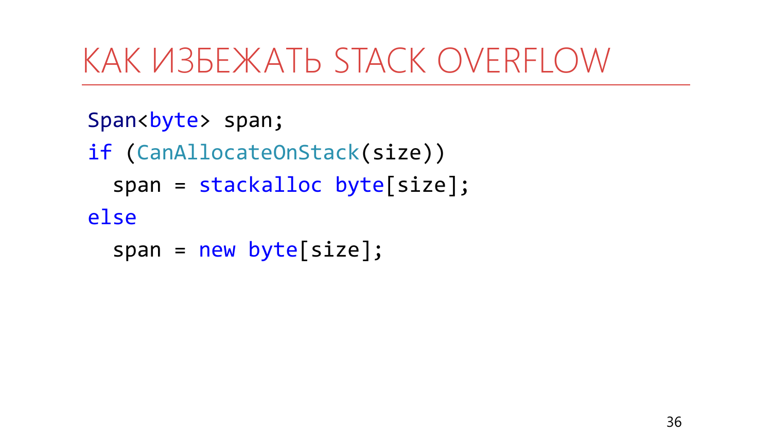# КАК ИЗБЕЖАТЬ STACK OVERFLOW

```
Span<byte> span;
if (CanAllocateOnStack(size))
  span = stackalloc byte[size];
else
  span = new byte[size];
```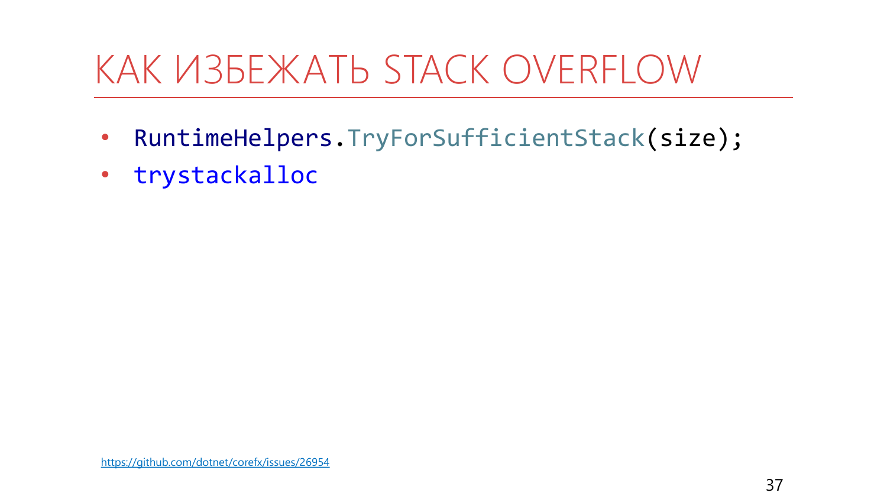# КАК ИЗБЕЖАТЬ STACK OVERFLOW

- `RuntimeHelpers.TryForSufficientStack(size);`
- `trystackalloc`

https://github.com/dotnet/corefx/issues/26954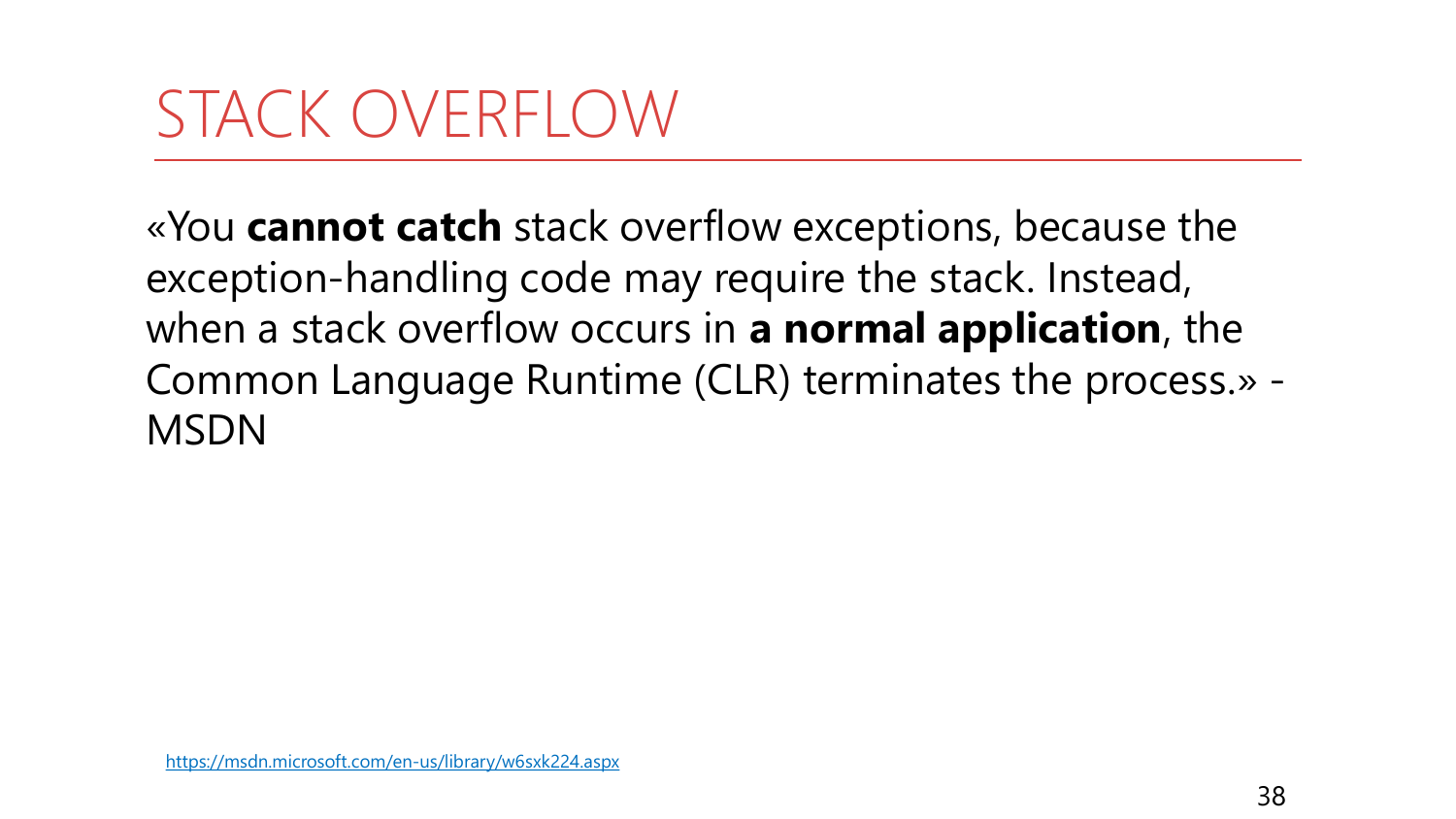# STACK OVERFLOW

«You **cannot catch** stack overflow exceptions, because the exception-handling code may require the stack. Instead, when a stack overflow occurs in **a normal application**, the Common Language Runtime (CLR) terminates the process.» - MSDN

https://msdn.microsoft.com/en-us/library/w6sxk224.aspx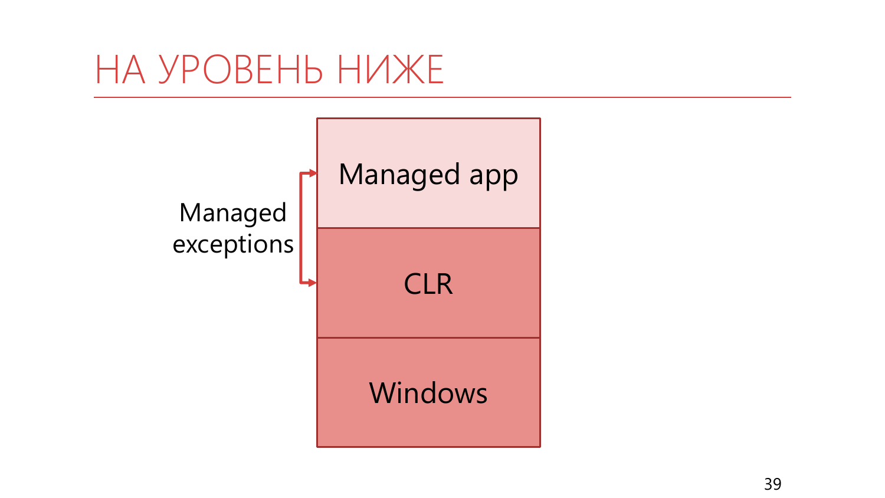# НА УРОВЕНЬ НИЖЕ

Managed app

CLR

Windows

Managed exceptions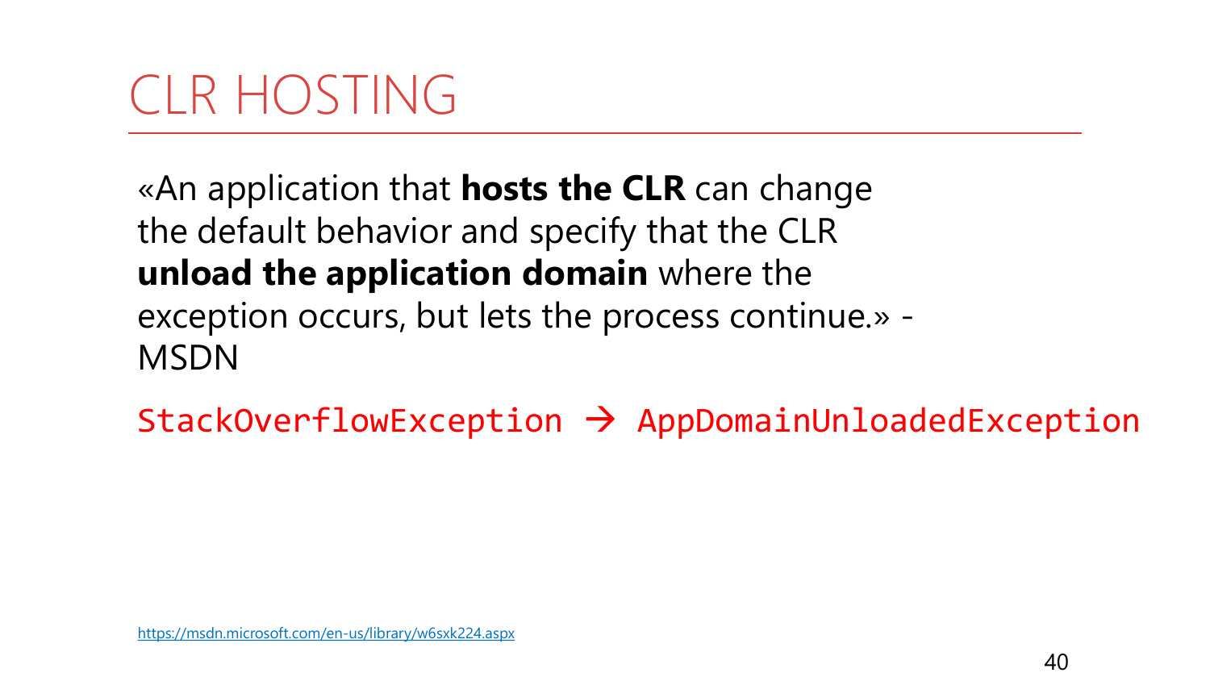# CLR HOSTING

«An application that **hosts the CLR** can change the default behavior and specify that the CLR **unload the application domain** where the exception occurs, but lets the process continue.» - MSDN

`StackOverflowException → AppDomainUnloadedException`

https://msdn.microsoft.com/en-us/library/w6sxk224.aspx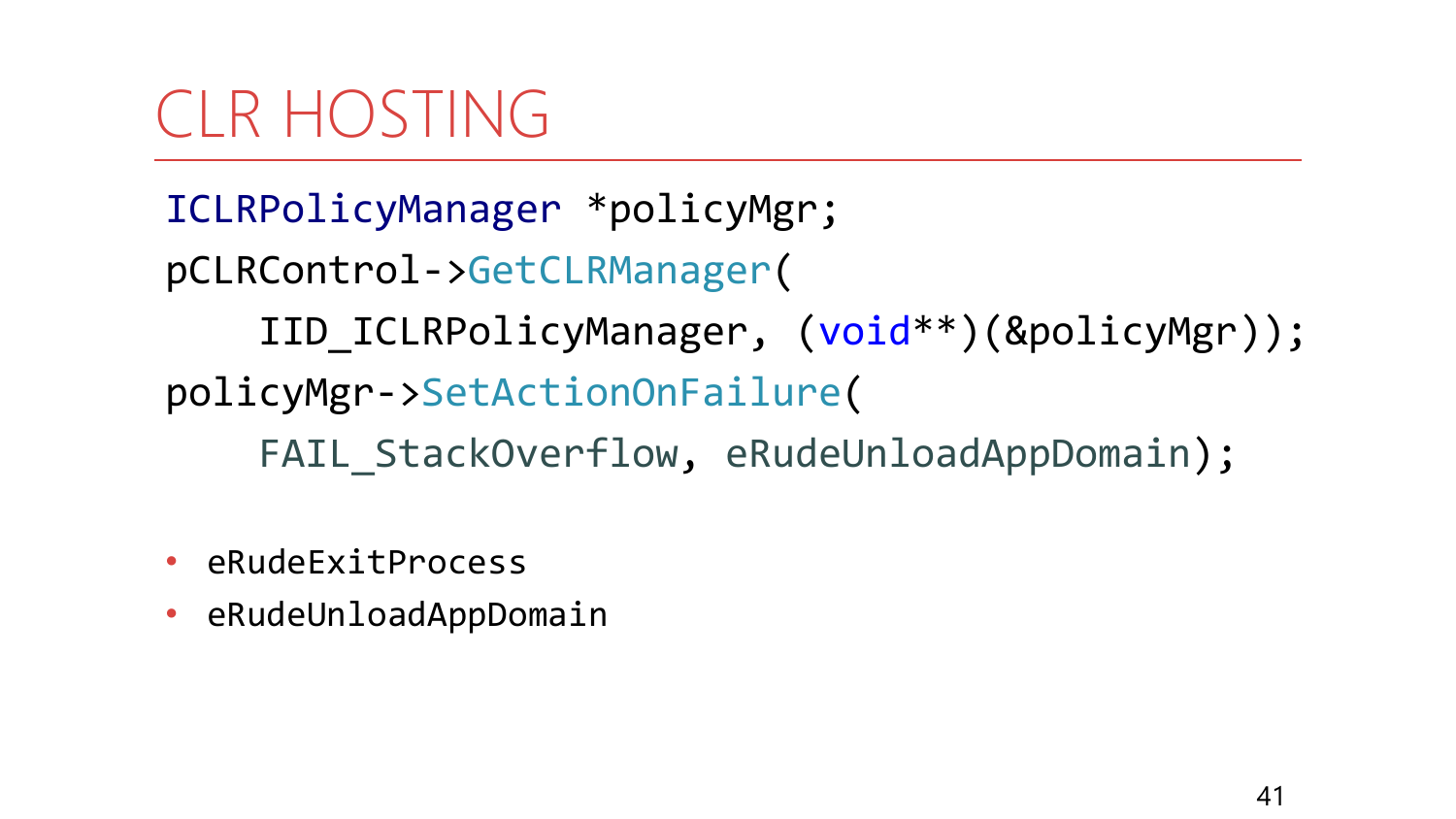# CLR HOSTING

```
ICLRPolicyManager *policyMgr;
pCLRControl->GetCLRManager(
    IID_ICLRPolicyManager, (void**)(&policyMgr));
policyMgr->SetActionOnFailure(
    FAIL_StackOverflow, eRudeUnloadAppDomain);
```

- eRudeExitProcess
- eRudeUnloadAppDomain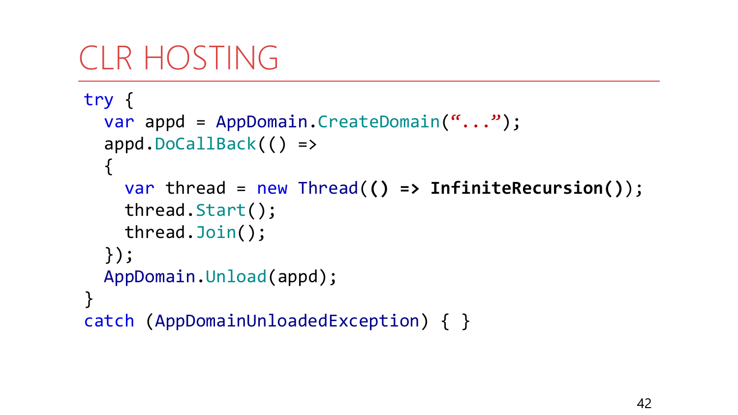# CLR HOSTING

```
try {
  var appd = AppDomain.CreateDomain("...");
  appd.DoCallBack(() =>
  {
    var thread = new Thread(() => InfiniteRecursion());
    thread.Start();
    thread.Join();
  });
  AppDomain.Unload(appd);
}
catch (AppDomainUnloadedException) { }
```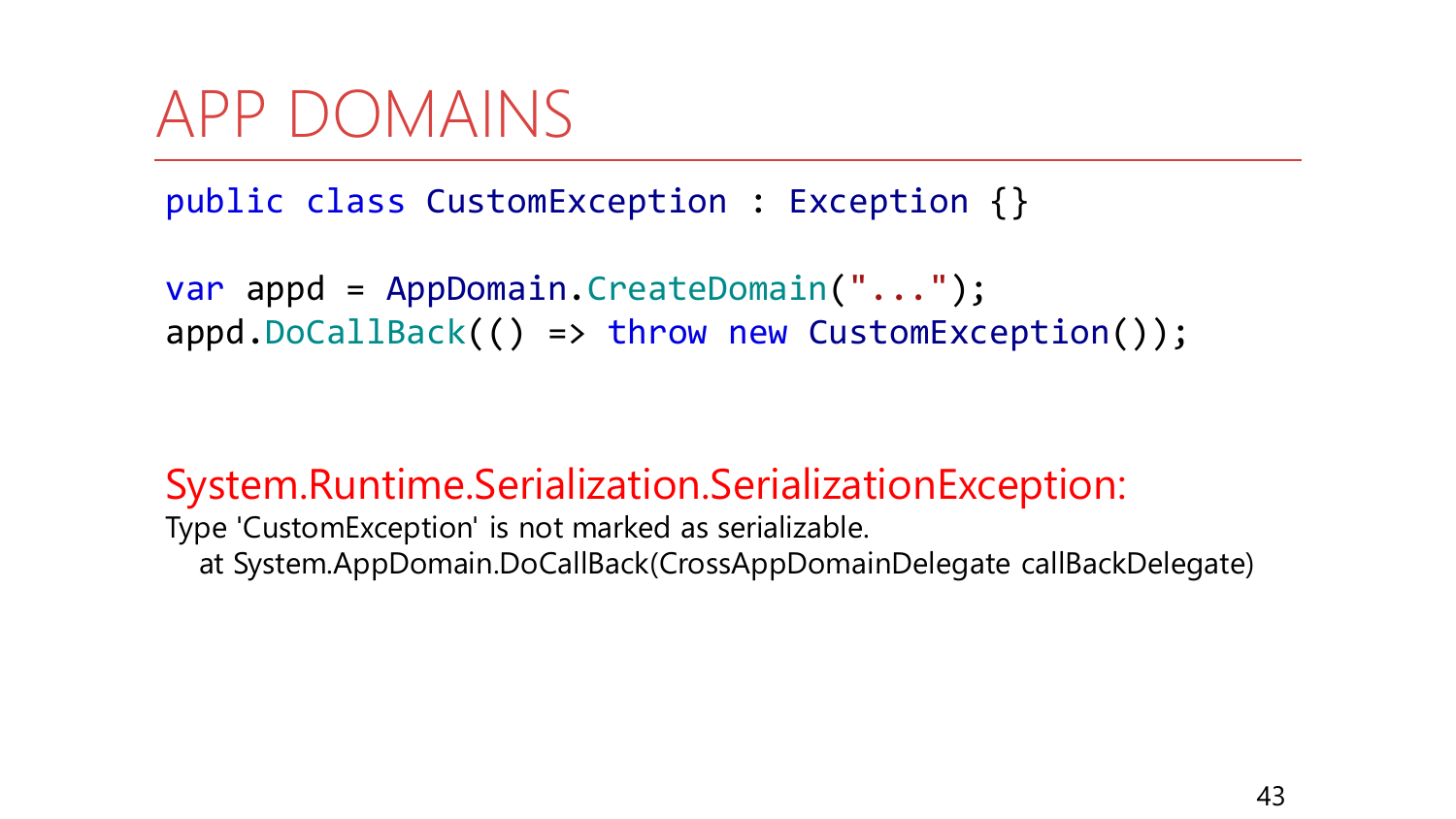# APP DOMAINS

```
public class CustomException : Exception {}

var appd = AppDomain.CreateDomain("...");
appd.DoCallBack(() => throw new CustomException());
```

System.Runtime.Serialization.SerializationException:

```
Type 'CustomException' is not marked as serializable.
   at System.AppDomain.DoCallBack(CrossAppDomainDelegate callBackDelegate)
```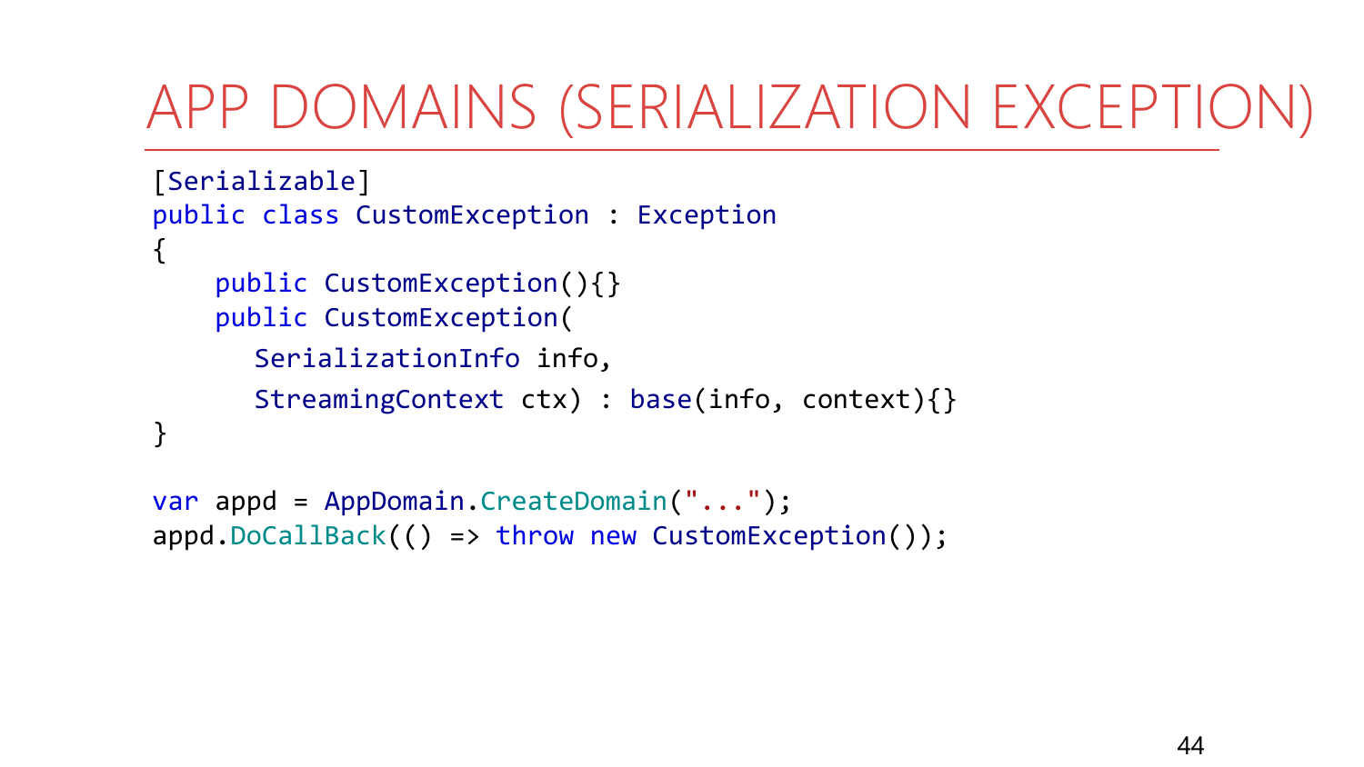# APP DOMAINS (SERIALIZATION EXCEPTION)

```
[Serializable]
public class CustomException : Exception
{
    public CustomException(){}
    public CustomException(
       SerializationInfo info,
       StreamingContext ctx) : base(info, context){}
}

var appd = AppDomain.CreateDomain("...");
appd.DoCallBack(() => throw new CustomException());
```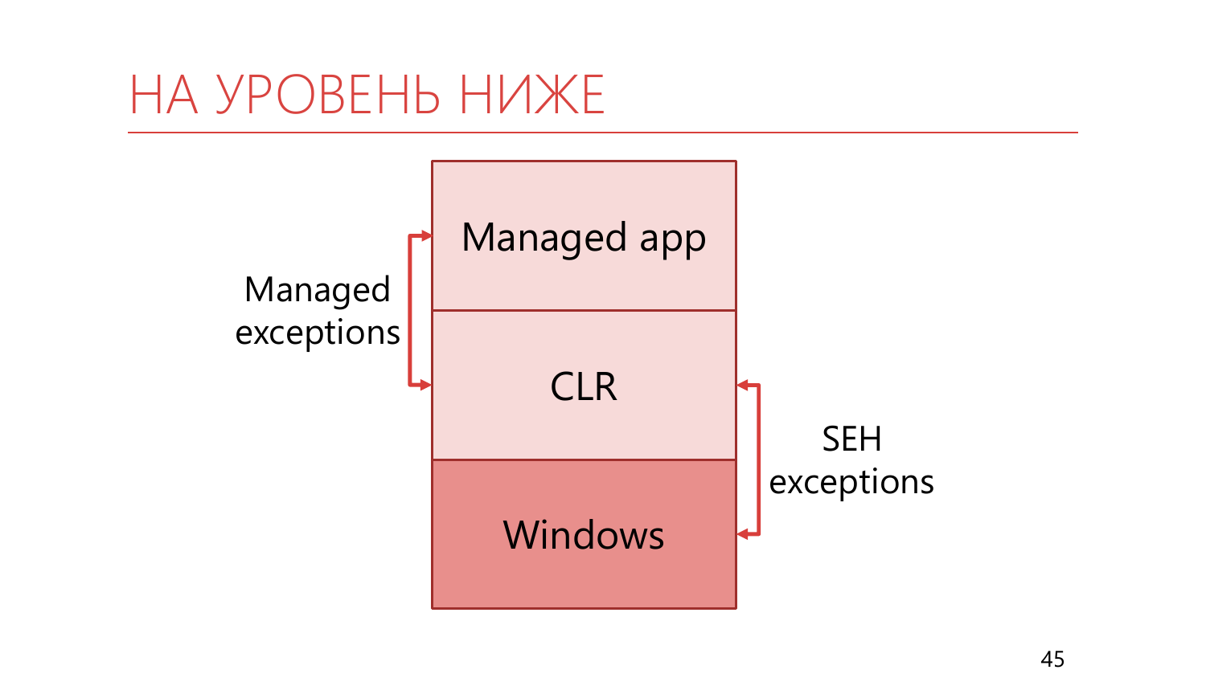# НА УРОВЕНЬ НИЖЕ

Managed app

CLR

Windows

Managed exceptions

SEH exceptions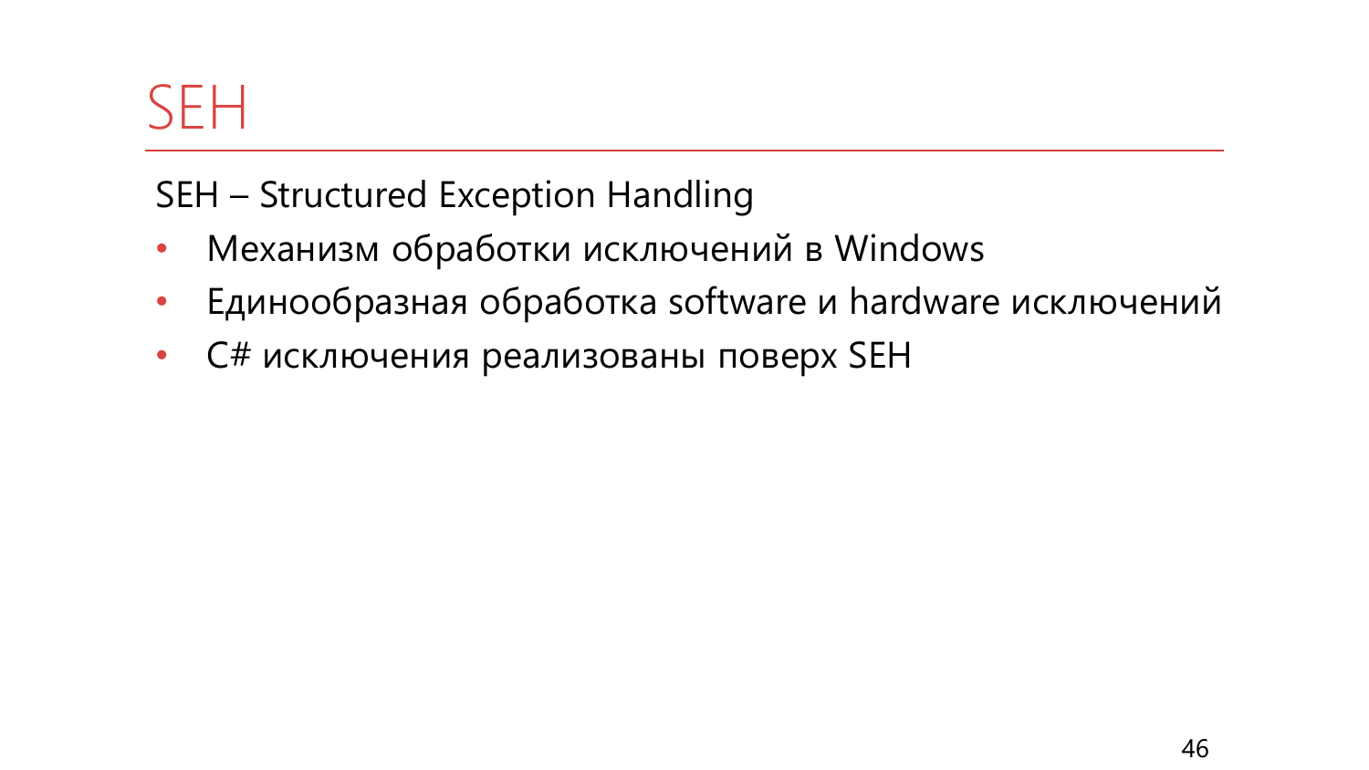# SEH

SEH – Structured Exception Handling

- Механизм обработки исключений в Windows
- Единообразная обработка software и hardware исключений
- C# исключения реализованы поверх SEH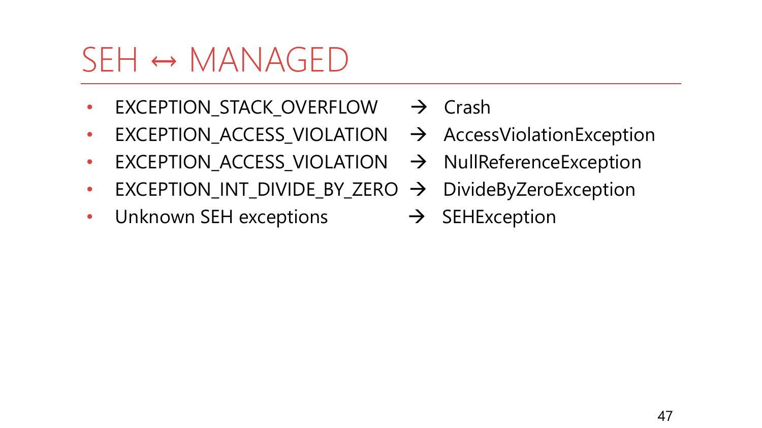# SEH ↔ MANAGED

- EXCEPTION_STACK_OVERFLOW → Crash
- EXCEPTION_ACCESS_VIOLATION → AccessViolationException
- EXCEPTION_ACCESS_VIOLATION → NullReferenceException
- EXCEPTION_INT_DIVIDE_BY_ZERO → DivideByZeroException
- Unknown SEH exceptions → SEHException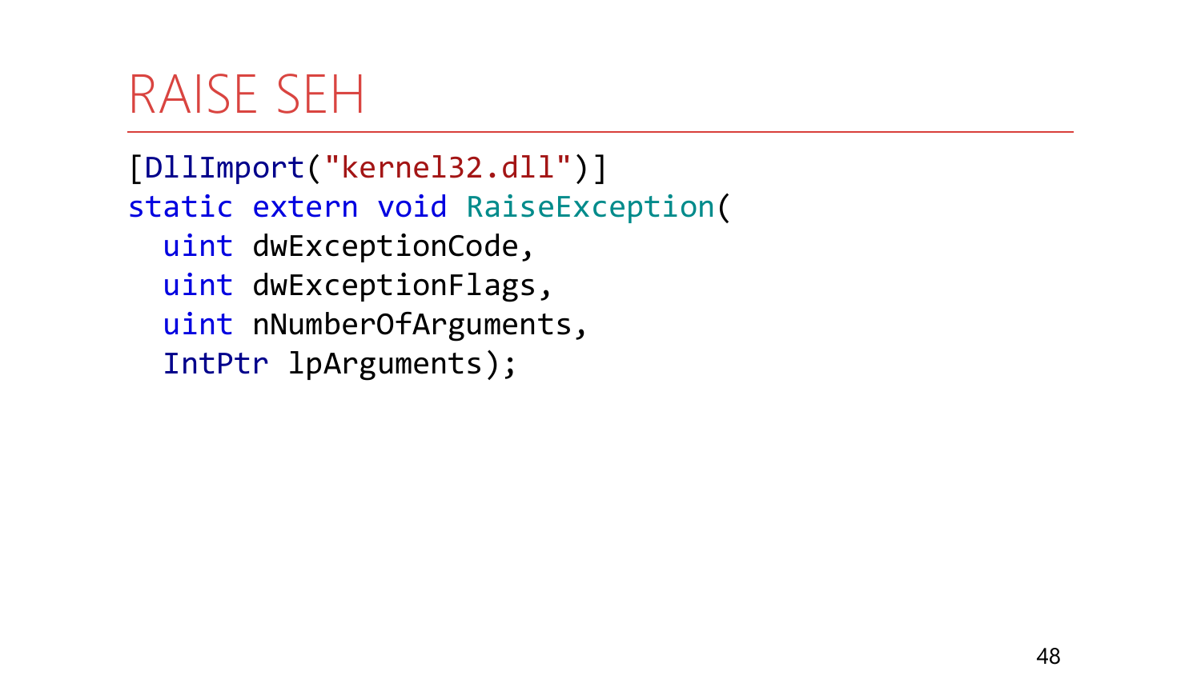# RAISE SEH

```
[DllImport("kernel32.dll")]
static extern void RaiseException(
  uint dwExceptionCode,
  uint dwExceptionFlags,
  uint nNumberOfArguments,
  IntPtr lpArguments);
```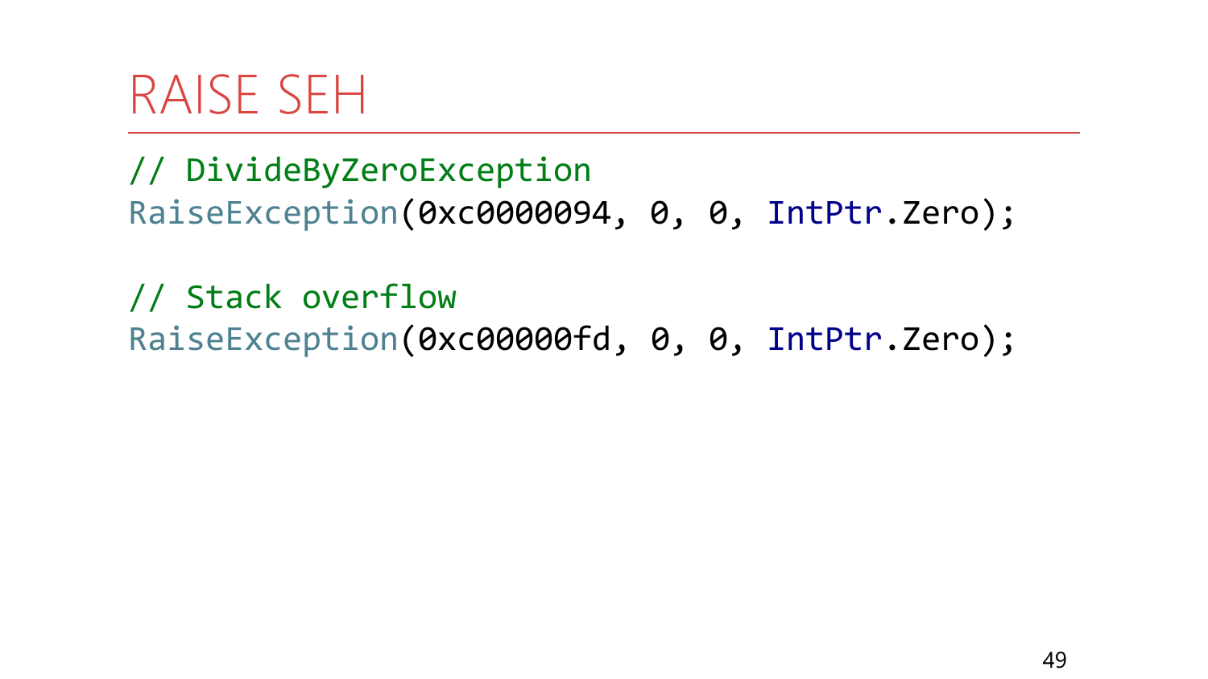# RAISE SEH

```
// DivideByZeroException
RaiseException(0xc0000094, 0, 0, IntPtr.Zero);

// Stack overflow
RaiseException(0xc00000fd, 0, 0, IntPtr.Zero);
```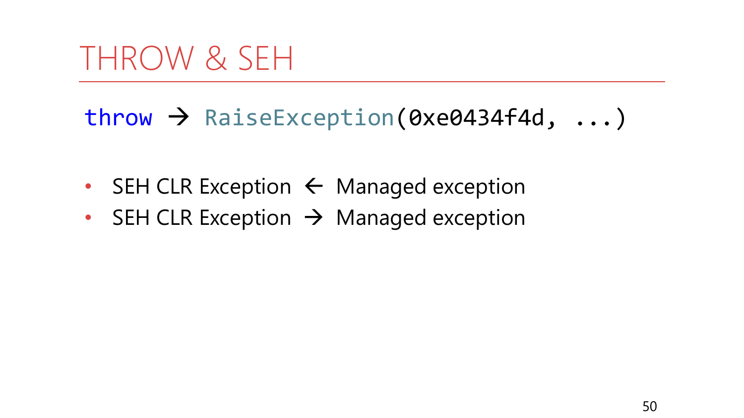# THROW & SEH

```
throw → RaiseException(0xe0434f4d, ...)
```

- SEH CLR Exception ← Managed exception
- SEH CLR Exception → Managed exception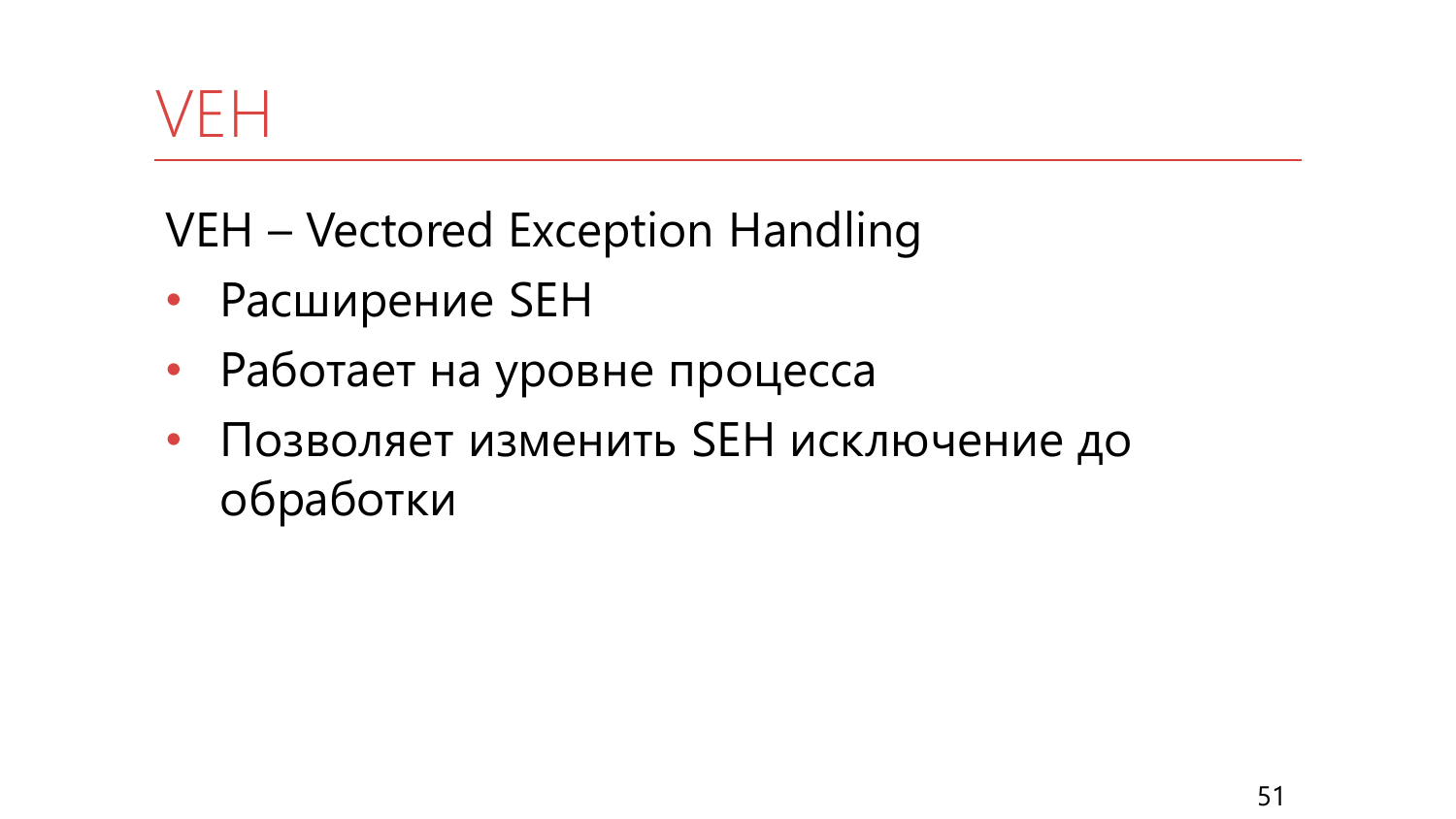# VEH

VEH – Vectored Exception Handling

- Расширение SEH
- Работает на уровне процесса
- Позволяет изменить SEH исключение до обработки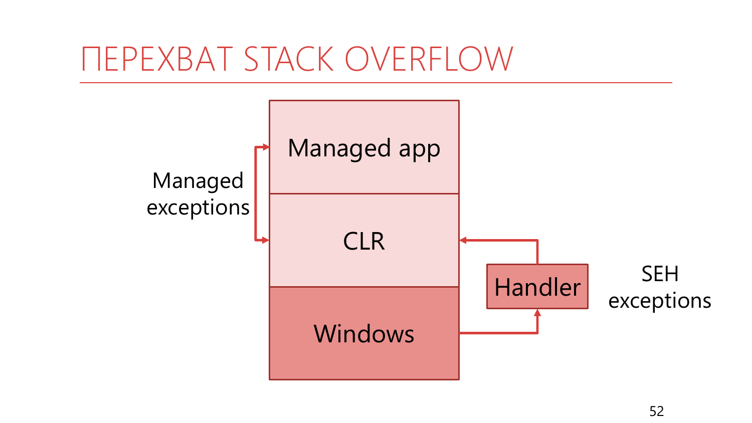# ПЕРЕХВАТ STACK OVERFLOW

Managed app

Managed exceptions

CLR

Handler

SEH exceptions

Windows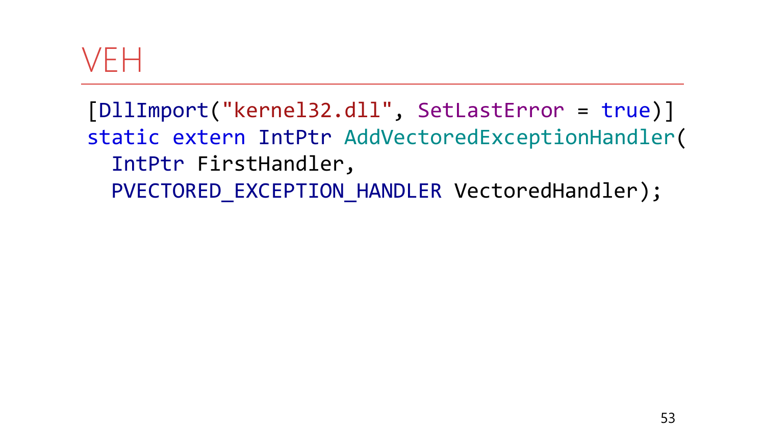# VEH

```
[DllImport("kernel32.dll", SetLastError = true)]
static extern IntPtr AddVectoredExceptionHandler(
  IntPtr FirstHandler,
  PVECTORED_EXCEPTION_HANDLER VectoredHandler);
```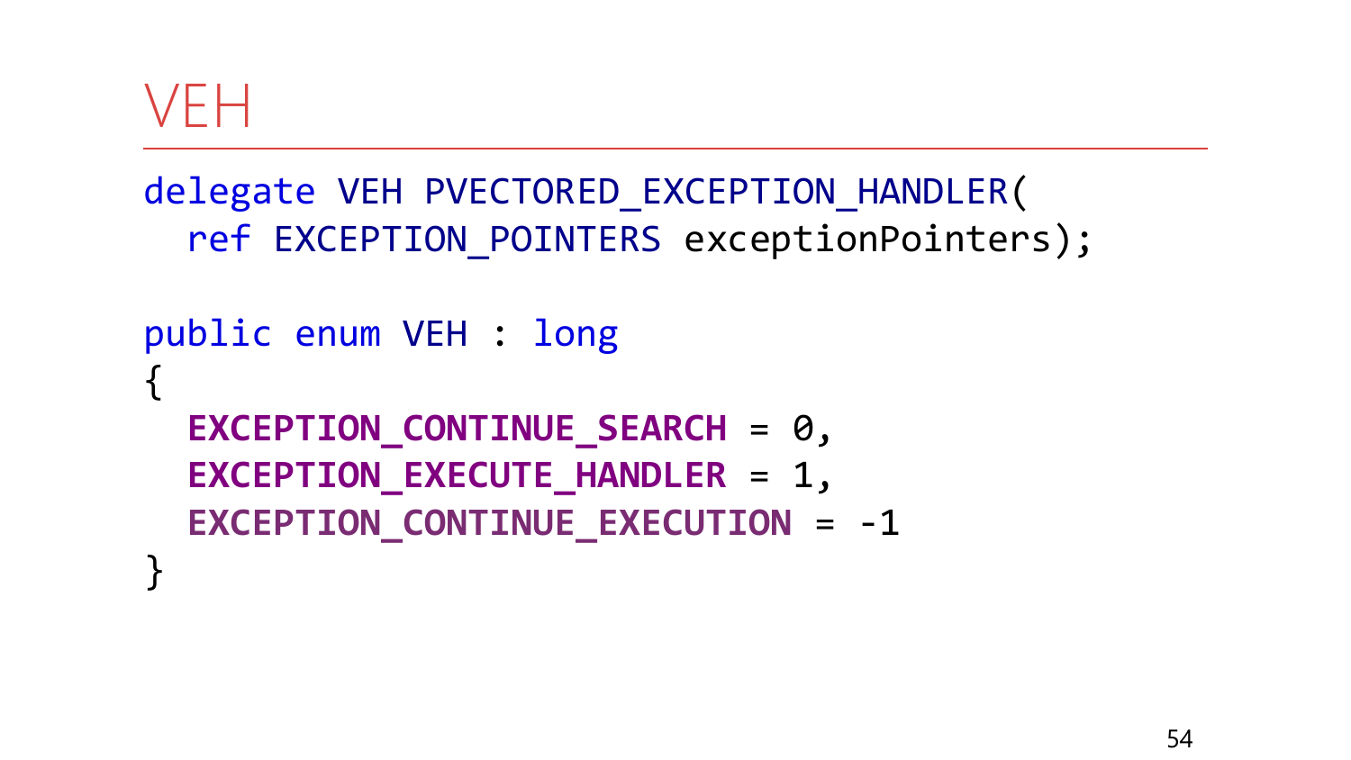# VEH

```
delegate VEH PVECTORED_EXCEPTION_HANDLER(
  ref EXCEPTION_POINTERS exceptionPointers);

public enum VEH : long
{
  EXCEPTION_CONTINUE_SEARCH = 0,
  EXCEPTION_EXECUTE_HANDLER = 1,
  EXCEPTION_CONTINUE_EXECUTION = -1
}
```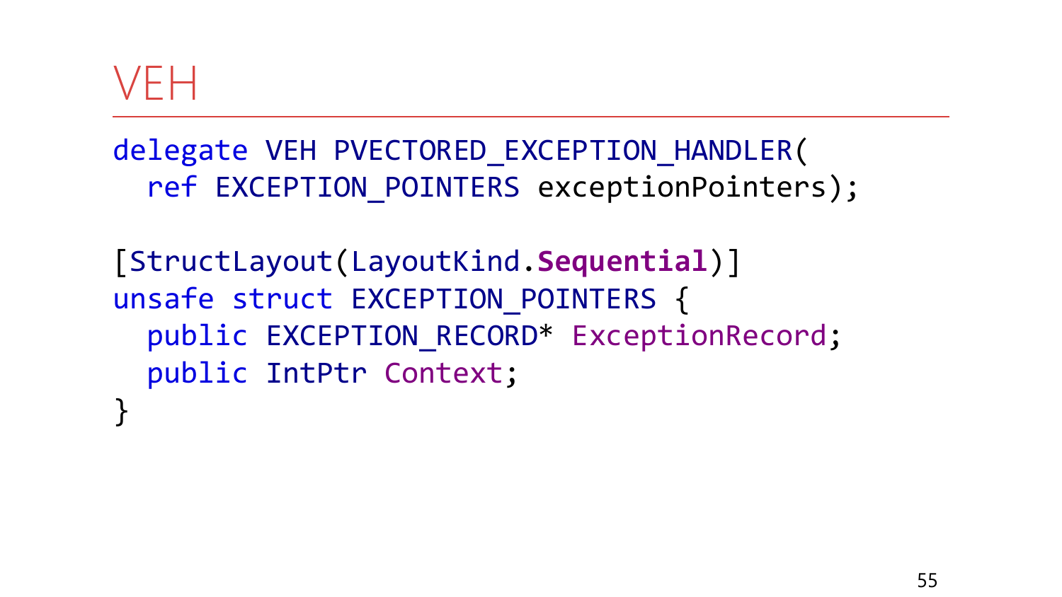# VEH

```
delegate VEH PVECTORED_EXCEPTION_HANDLER(
  ref EXCEPTION_POINTERS exceptionPointers);

[StructLayout(LayoutKind.Sequential)]
unsafe struct EXCEPTION_POINTERS {
  public EXCEPTION_RECORD* ExceptionRecord;
  public IntPtr Context;
}
```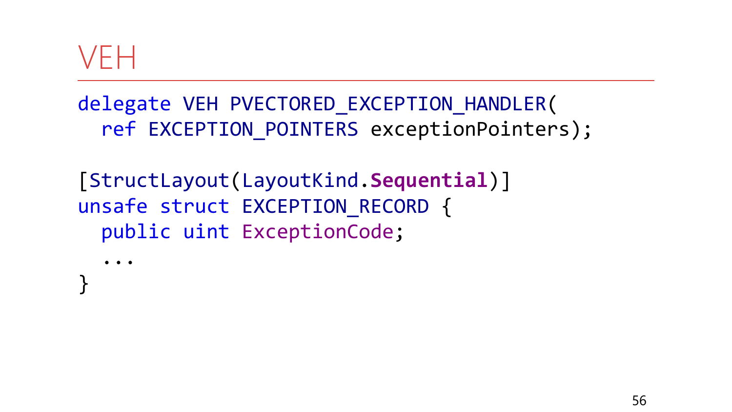# VEH

```
delegate VEH PVECTORED_EXCEPTION_HANDLER(
  ref EXCEPTION_POINTERS exceptionPointers);

[StructLayout(LayoutKind.Sequential)]
unsafe struct EXCEPTION_RECORD {
  public uint ExceptionCode;
  ...
}
```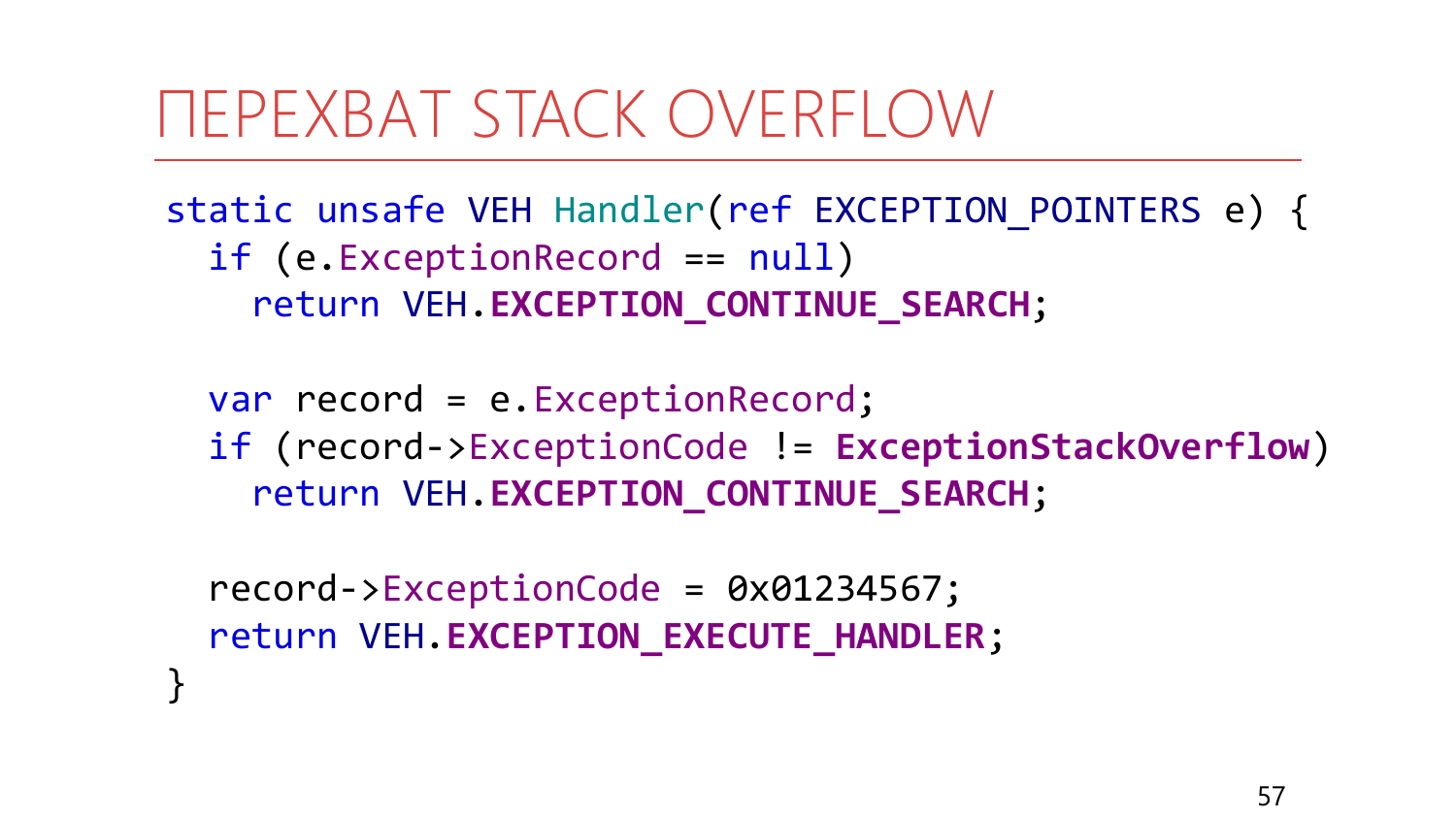# ПЕРЕХВАТ STACK OVERFLOW

```
static unsafe VEH Handler(ref EXCEPTION_POINTERS e) {
  if (e.ExceptionRecord == null)
    return VEH.EXCEPTION_CONTINUE_SEARCH;

  var record = e.ExceptionRecord;
  if (record->ExceptionCode != ExceptionStackOverflow)
    return VEH.EXCEPTION_CONTINUE_SEARCH;

  record->ExceptionCode = 0x01234567;
  return VEH.EXCEPTION_EXECUTE_HANDLER;
}
```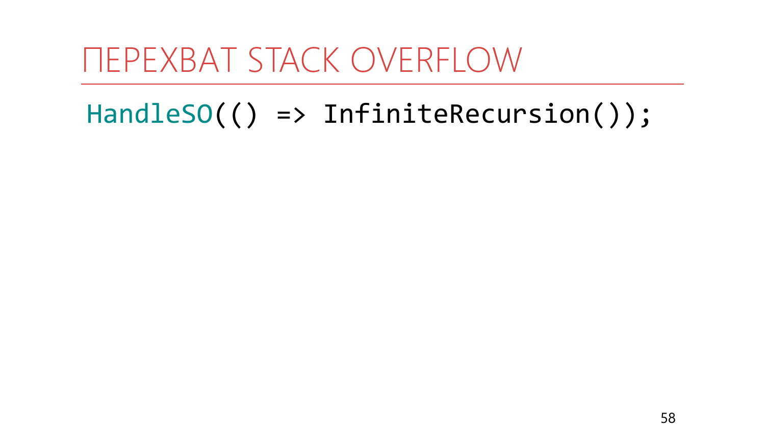# ПЕРЕХВАТ STACK OVERFLOW

```
HandleSO(() => InfiniteRecursion());
```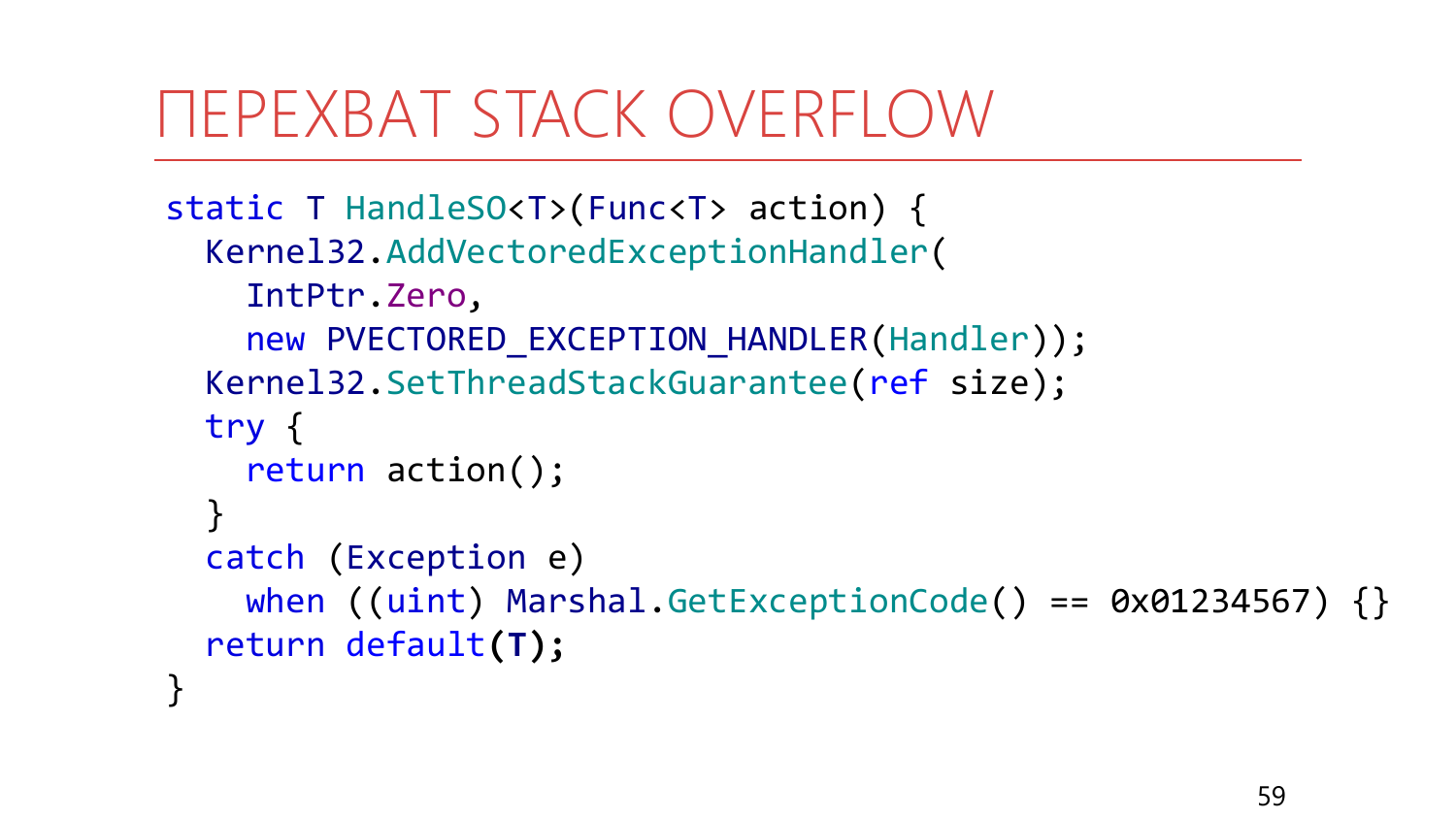# ПЕРЕХВАТ STACK OVERFLOW

```
static T HandleSO<T>(Func<T> action) {
  Kernel32.AddVectoredExceptionHandler(
    IntPtr.Zero,
    new PVECTORED_EXCEPTION_HANDLER(Handler));
  Kernel32.SetThreadStackGuarantee(ref size);
  try {
    return action();
  }
  catch (Exception e)
    when ((uint) Marshal.GetExceptionCode() == 0x01234567) {}
  return default(T);
}
```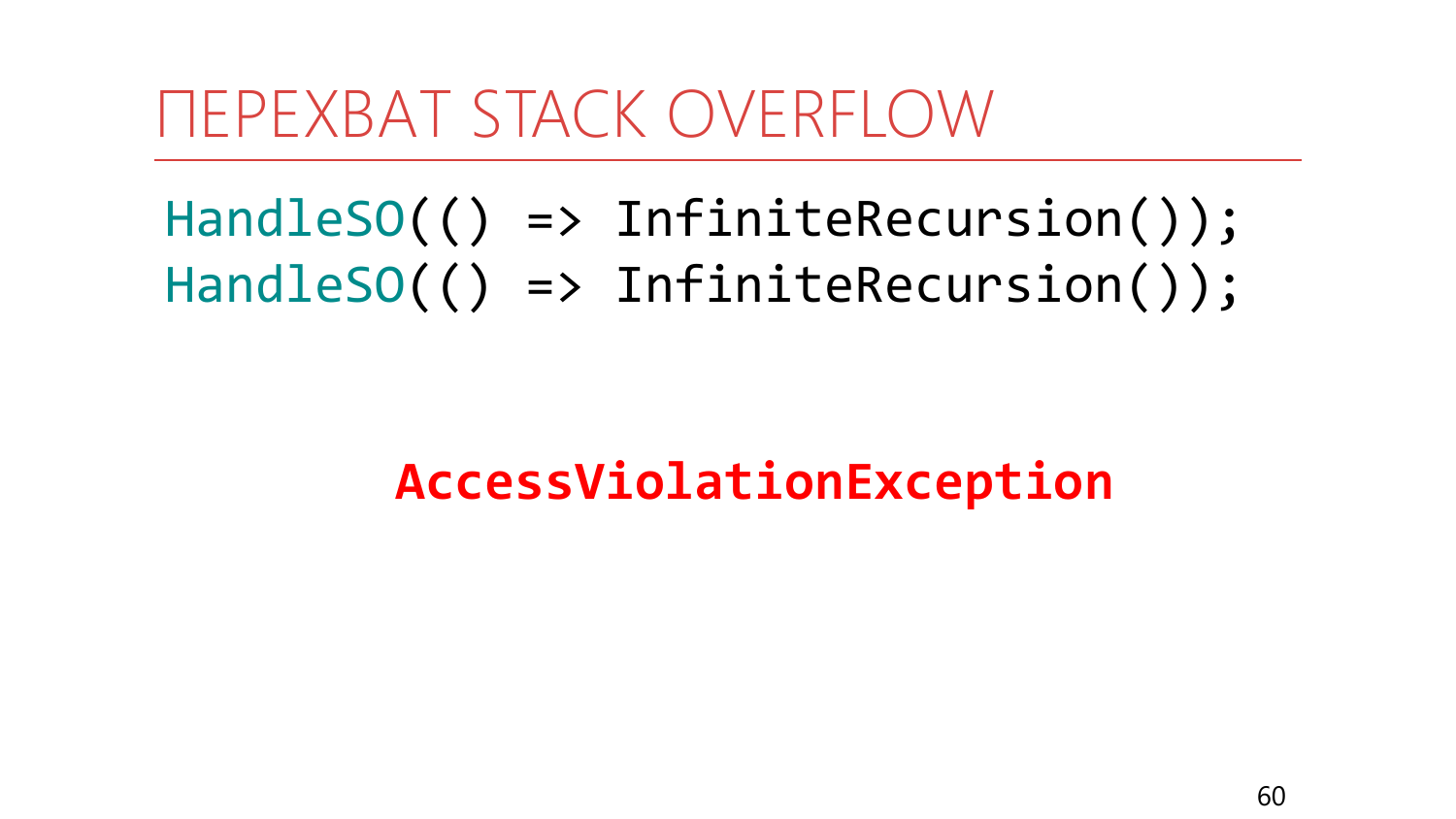# ПЕРЕХВАТ STACK OVERFLOW

```
HandleSO(() => InfiniteRecursion());
HandleSO(() => InfiniteRecursion());
```

**AccessViolationException**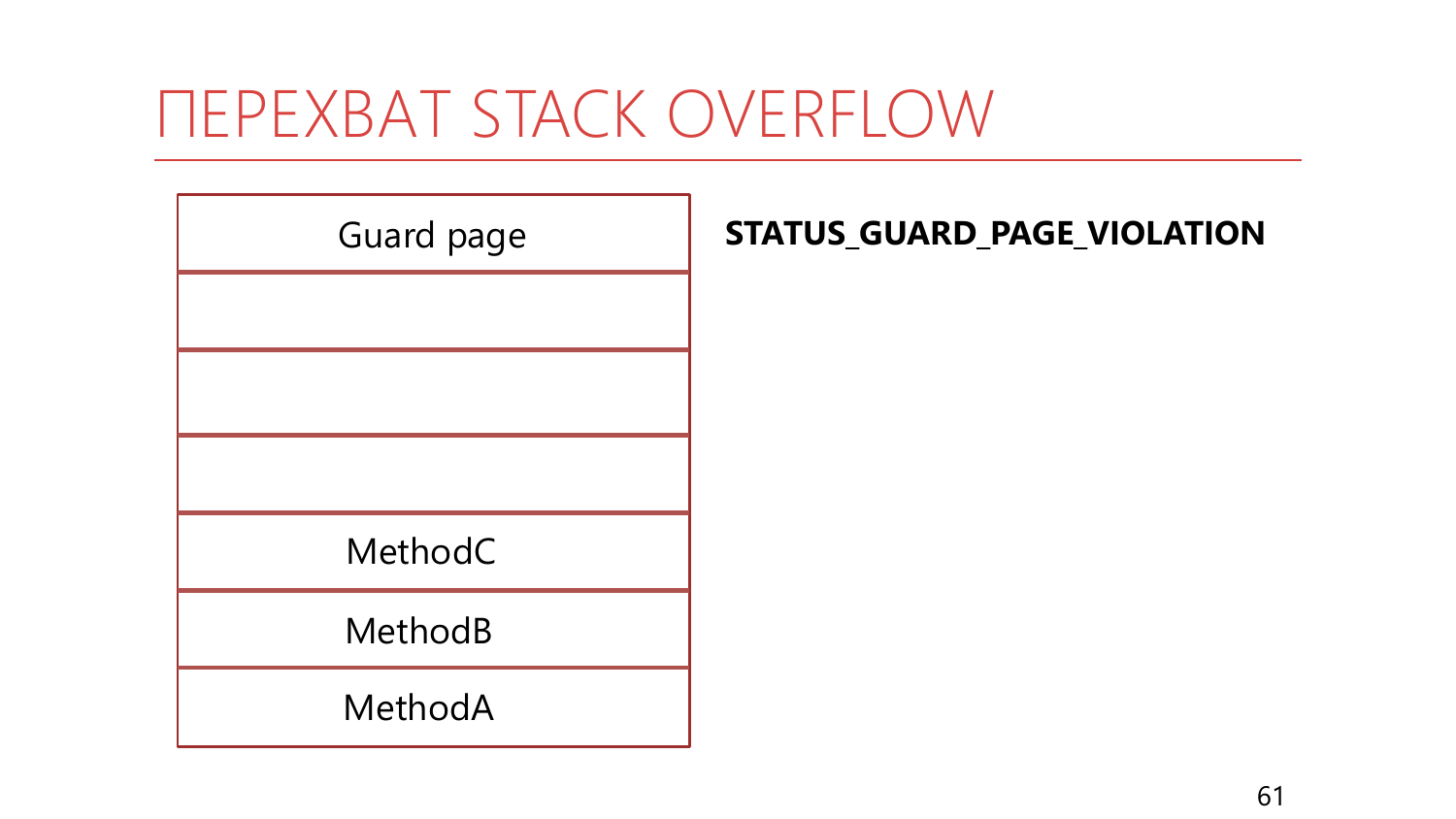# ПЕРЕХВАТ STACK OVERFLOW

| Guard page |
| --- |
| |
| |
| |
| MethodC |
| MethodB |
| MethodA |

**STATUS_GUARD_PAGE_VIOLATION**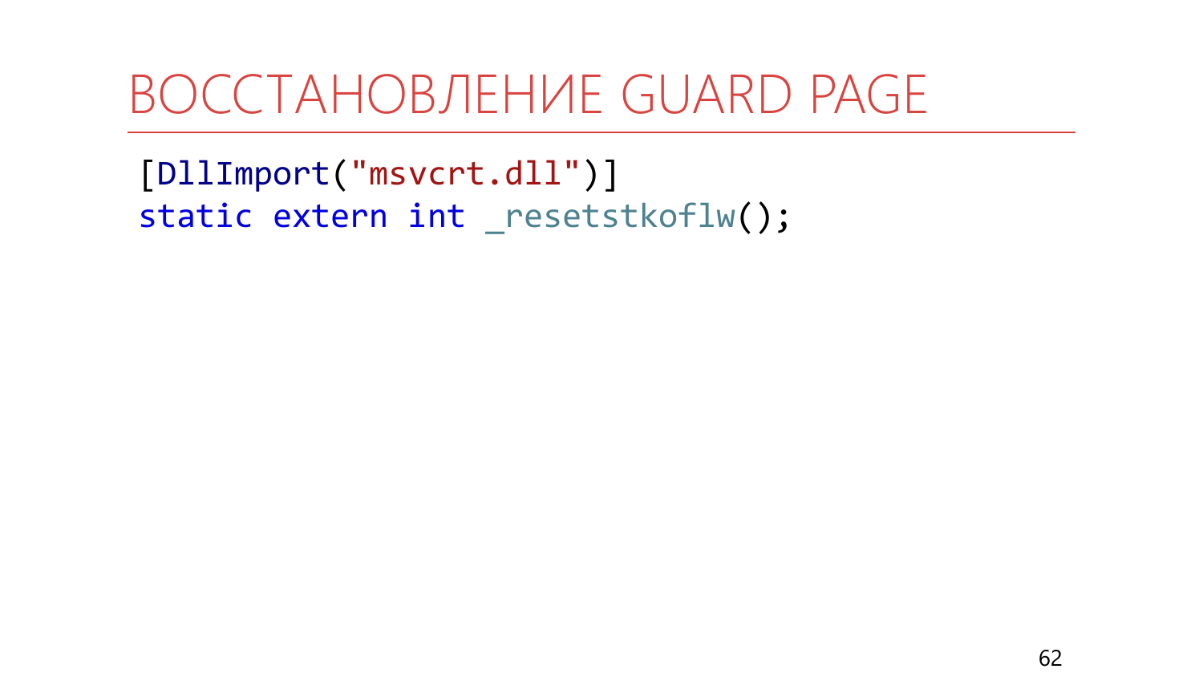# ВОССТАНОВЛЕНИЕ GUARD PAGE

```
[DllImport("msvcrt.dll")]
static extern int _resetstkoflw();
```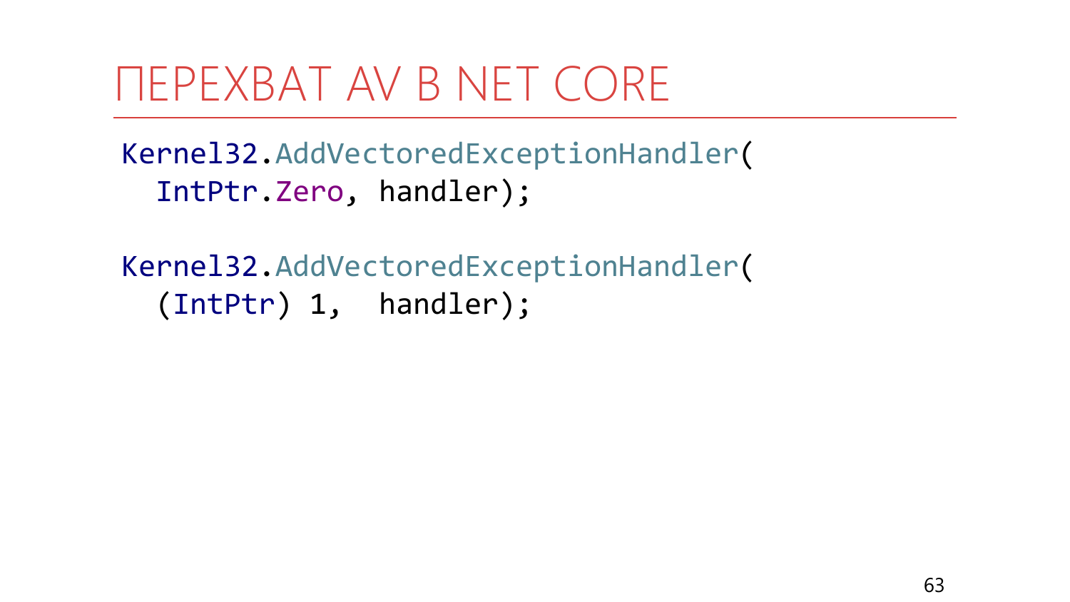# ПЕРЕХВАТ AV В NET CORE

```
Kernel32.AddVectoredExceptionHandler(
  IntPtr.Zero, handler);

Kernel32.AddVectoredExceptionHandler(
  (IntPtr) 1,  handler);
```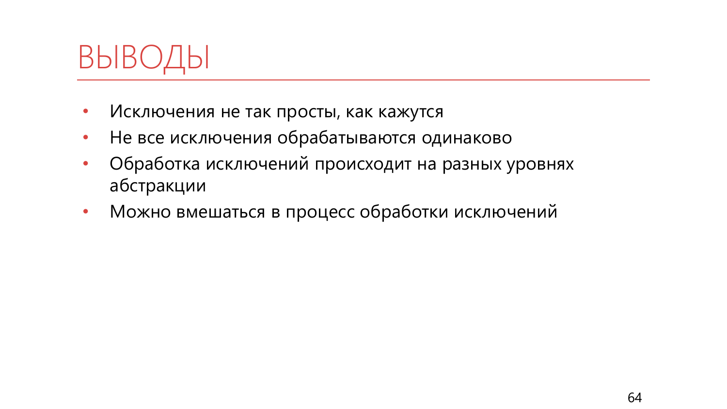# ВЫВОДЫ

- Исключения не так просты, как кажутся
- Не все исключения обрабатываются одинаково
- Обработка исключений происходит на разных уровнях абстракции
- Можно вмешаться в процесс обработки исключений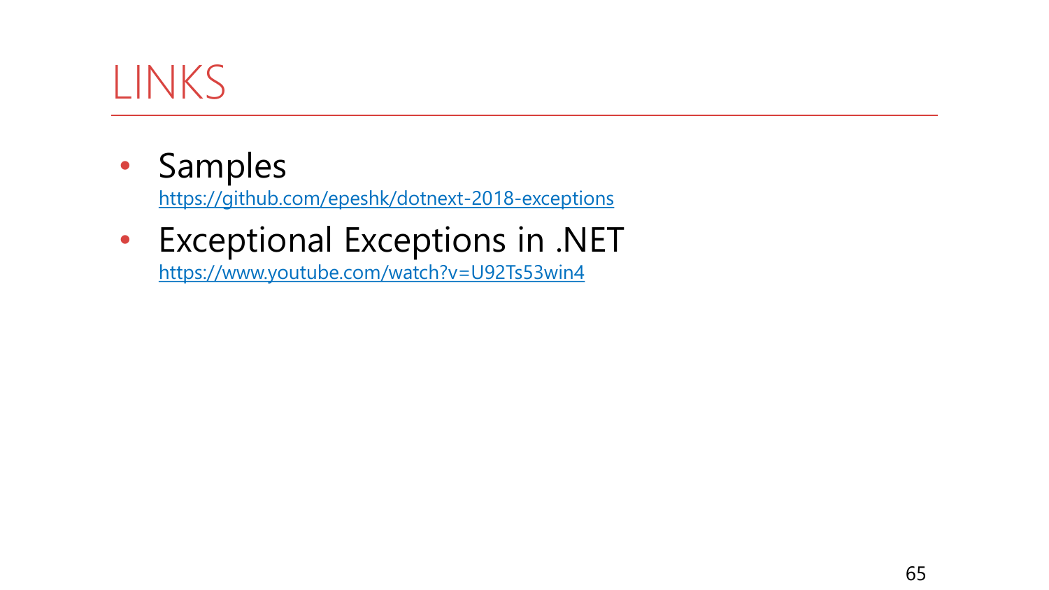# LINKS

- Samples
  https://github.com/epeshk/dotnext-2018-exceptions
- Exceptional Exceptions in .NET
  https://www.youtube.com/watch?v=U92Ts53win4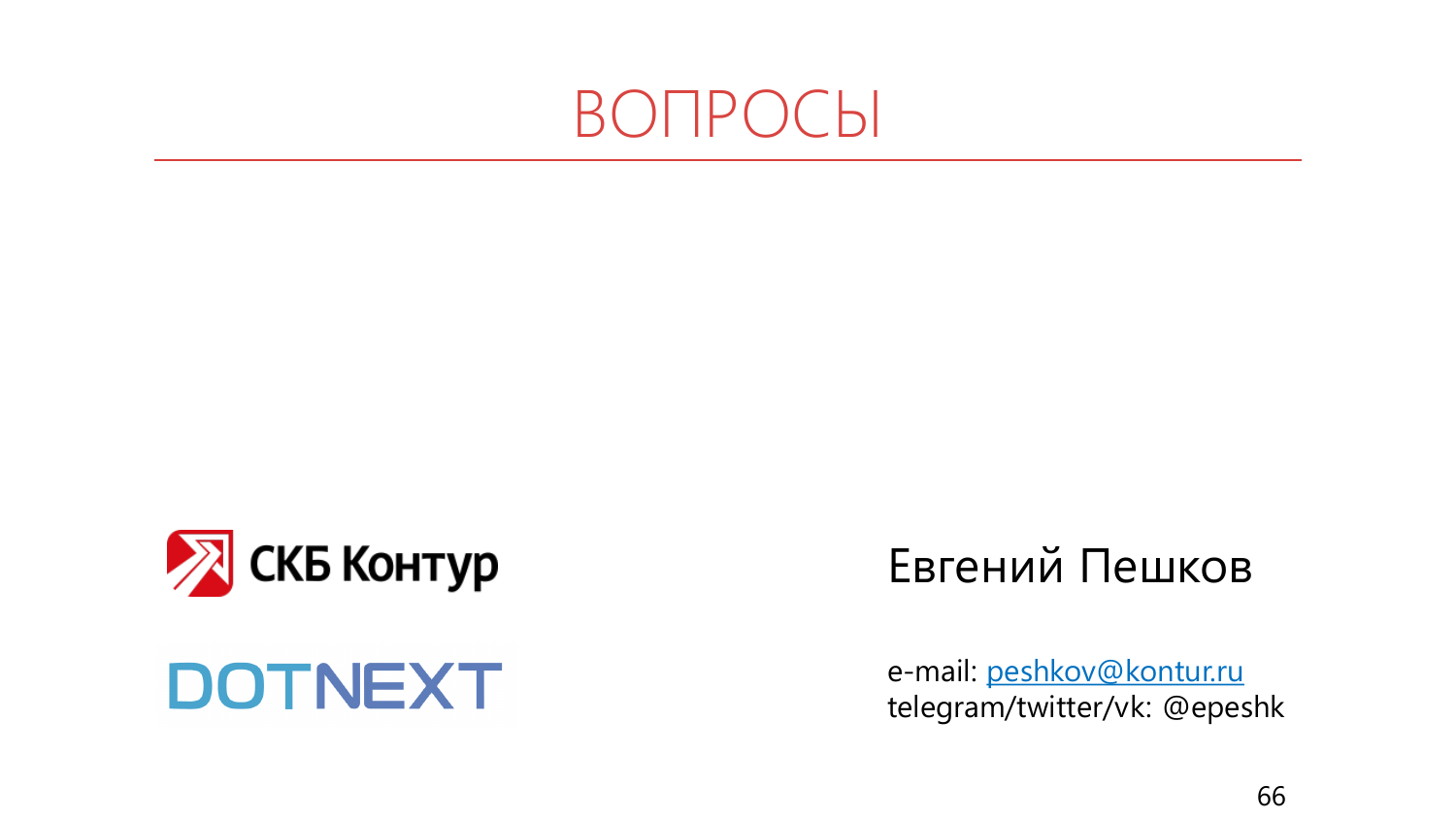# ВОПРОСЫ

СКБ Контур

DOTNEXT

Евгений Пешков

e-mail: peshkov@kontur.ru
telegram/twitter/vk: @epeshk